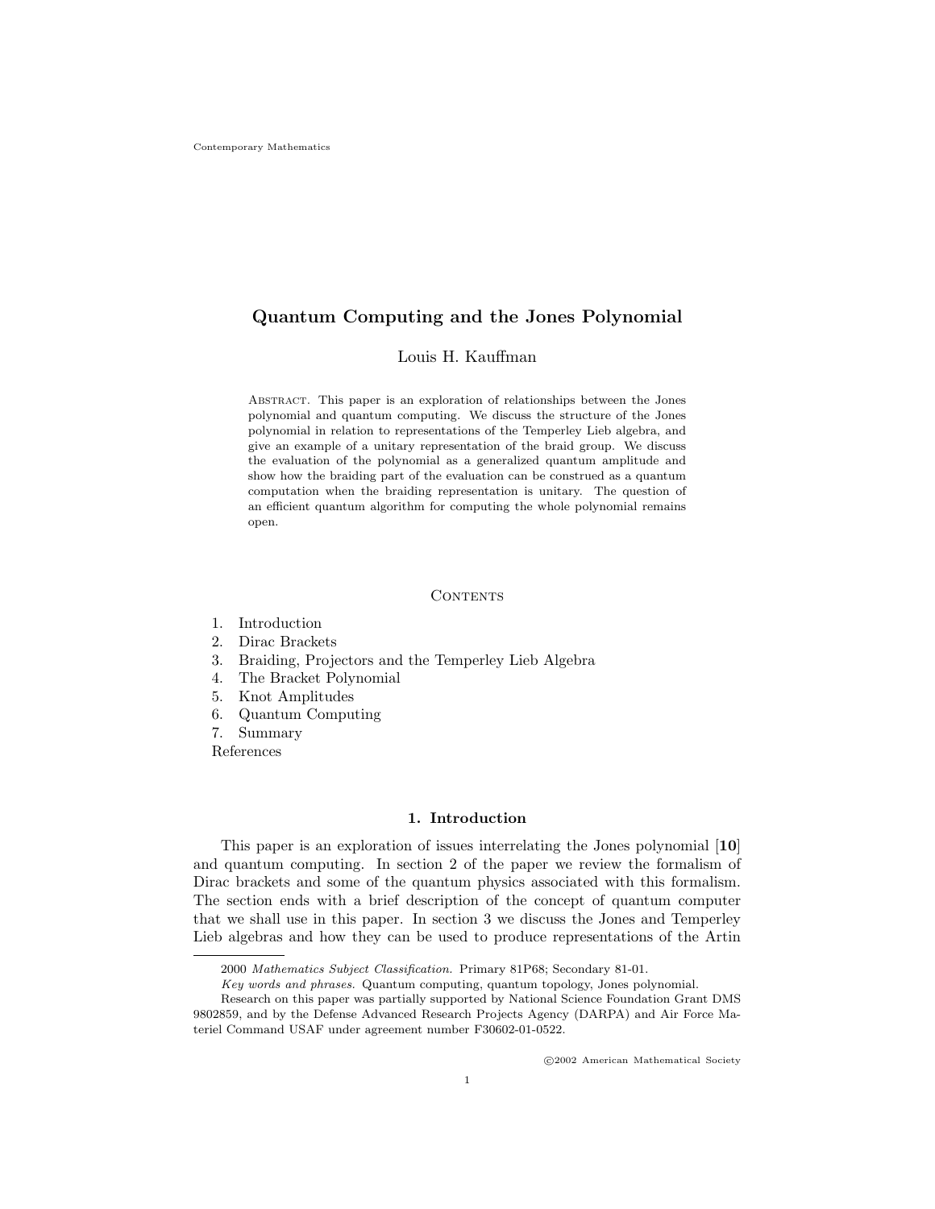Contemporary Mathematics

# Quantum Computing and the Jones Polynomial

Louis H. Kauffman

Abstract. This paper is an exploration of relationships between the Jones polynomial and quantum computing. We discuss the structure of the Jones polynomial in relation to representations of the Temperley Lieb algebra, and give an example of a unitary representation of the braid group. We discuss the evaluation of the polynomial as a generalized quantum amplitude and show how the braiding part of the evaluation can be construed as a quantum computation when the braiding representation is unitary. The question of an efficient quantum algorithm for computing the whole polynomial remains open.

## Contents

1. Introduction
2. Dirac Brackets
3. Braiding, Projectors and the Temperley Lieb Algebra
4. The Bracket Polynomial
5. Knot Amplitudes
6. Quantum Computing
7. Summary

References

## 1. Introduction

This paper is an exploration of issues interrelating the Jones polynomial [**10**] and quantum computing. In section 2 of the paper we review the formalism of Dirac brackets and some of the quantum physics associated with this formalism. The section ends with a brief description of the concept of quantum computer that we shall use in this paper. In section 3 we discuss the Jones and Temperley Lieb algebras and how they can be used to produce representations of the Artin

---

2000 *Mathematics Subject Classification.* Primary 81P68; Secondary 81-01.

*Key words and phrases.* Quantum computing, quantum topology, Jones polynomial.

Research on this paper was partially supported by National Science Foundation Grant DMS 9802859, and by the Defense Advanced Research Projects Agency (DARPA) and Air Force Materiel Command USAF under agreement number F30602-01-0522.

©2002 American Mathematical Society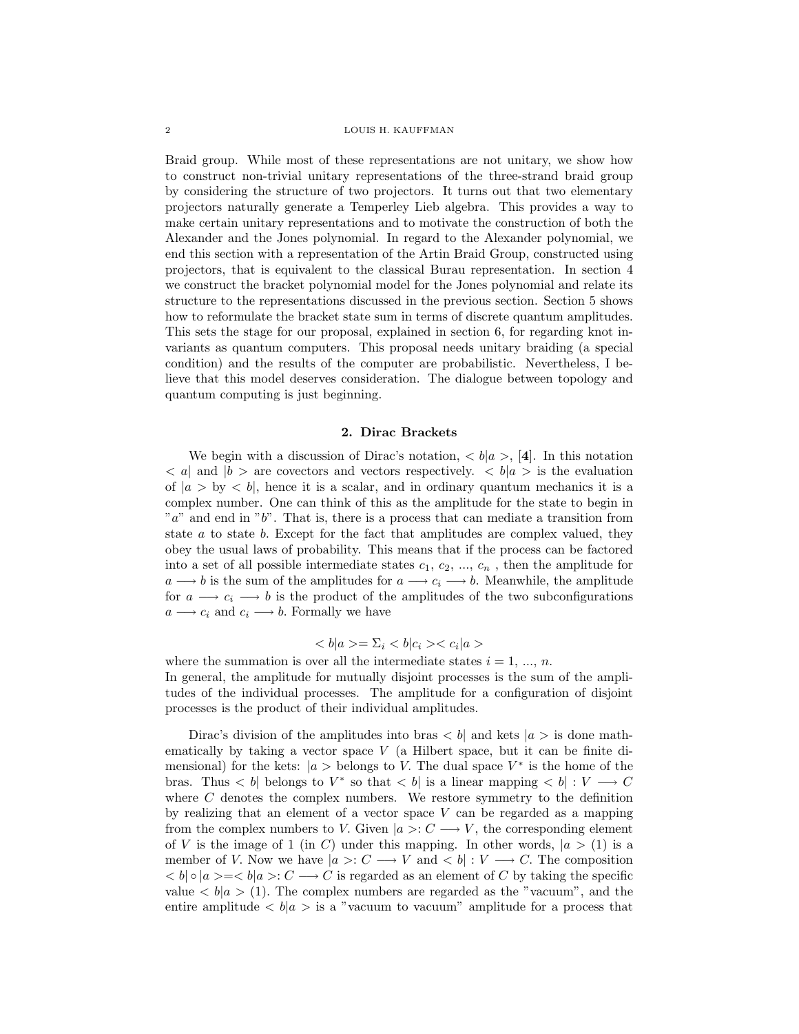Braid group. While most of these representations are not unitary, we show how to construct non-trivial unitary representations of the three-strand braid group by considering the structure of two projectors. It turns out that two elementary projectors naturally generate a Temperley Lieb algebra. This provides a way to make certain unitary representations and to motivate the construction of both the Alexander and the Jones polynomial. In regard to the Alexander polynomial, we end this section with a representation of the Artin Braid Group, constructed using projectors, that is equivalent to the classical Burau representation. In section 4 we construct the bracket polynomial model for the Jones polynomial and relate its structure to the representations discussed in the previous section. Section 5 shows how to reformulate the bracket state sum in terms of discrete quantum amplitudes. This sets the stage for our proposal, explained in section 6, for regarding knot invariants as quantum computers. This proposal needs unitary braiding (a special condition) and the results of the computer are probabilistic. Nevertheless, I believe that this model deserves consideration. The dialogue between topology and quantum computing is just beginning.

## 2. Dirac Brackets

We begin with a discussion of Dirac's notation, $< b|a >$, [**4**]. In this notation $< a|$ and $|b >$ are covectors and vectors respectively. $< b|a >$ is the evaluation of $|a >$ by $< b|$, hence it is a scalar, and in ordinary quantum mechanics it is a complex number. One can think of this as the amplitude for the state to begin in "$a$" and end in "$b$". That is, there is a process that can mediate a transition from state $a$ to state $b$. Except for the fact that amplitudes are complex valued, they obey the usual laws of probability. This means that if the process can be factored into a set of all possible intermediate states $c_1, c_2, ..., c_n$ , then the amplitude for $a \longrightarrow b$ is the sum of the amplitudes for $a \longrightarrow c_i \longrightarrow b$. Meanwhile, the amplitude for $a \longrightarrow c_i \longrightarrow b$ is the product of the amplitudes of the two subconfigurations $a \longrightarrow c_i$ and $c_i \longrightarrow b$. Formally we have

$$< b|a >= \Sigma_i < b|c_i >< c_i|a >$$

where the summation is over all the intermediate states $i = 1, ..., n$.
In general, the amplitude for mutually disjoint processes is the sum of the amplitudes of the individual processes. The amplitude for a configuration of disjoint processes is the product of their individual amplitudes.

Dirac's division of the amplitudes into bras $< b|$ and kets $|a >$ is done mathematically by taking a vector space $V$ (a Hilbert space, but it can be finite dimensional) for the kets: $|a >$ belongs to V. The dual space $V^*$ is the home of the bras. Thus $< b|$ belongs to $V^*$ so that $< b|$ is a linear mapping $< b| : V \longrightarrow C$ where $C$ denotes the complex numbers. We restore symmetry to the definition by realizing that an element of a vector space $V$ can be regarded as a mapping from the complex numbers to $V$. Given $|a >: C \longrightarrow V$, the corresponding element of $V$ is the image of 1 (in $C$) under this mapping. In other words, $|a > (1)$ is a member of $V$. Now we have $|a >: C \longrightarrow V$ and $< b| : V \longrightarrow C$. The composition $< b| \circ |a >=< b|a >: C \longrightarrow C$ is regarded as an element of $C$ by taking the specific value $< b|a > (1)$. The complex numbers are regarded as the "vacuum", and the entire amplitude $< b|a >$ is a "vacuum to vacuum" amplitude for a process that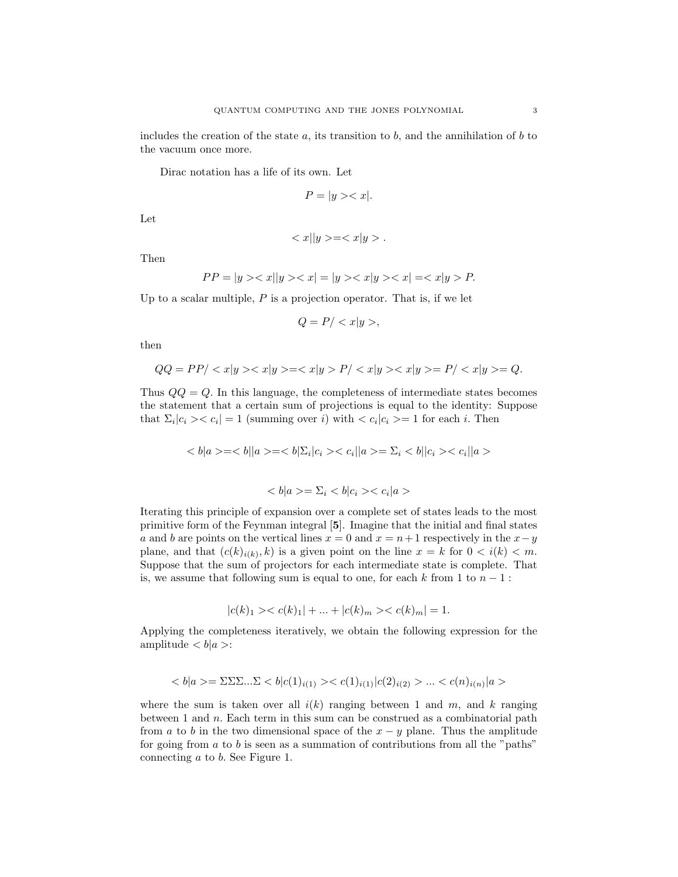includes the creation of the state $a$, its transition to $b$, and the annihilation of $b$ to the vacuum once more.

Dirac notation has a life of its own. Let

$$P = |y >< x|.$$

Let

$$< x||y >=< x|y > .$$

Then

$$PP = |y >< x||y >< x| = |y >< x|y >< x| =< x|y > P.$$

Up to a scalar multiple, $P$ is a projection operator. That is, if we let

$$Q = P/ < x|y >,$$

then

$$QQ = PP/ < x|y >< x|y >=< x|y > P/ < x|y >< x|y >= P/ < x|y >= Q.$$

Thus $QQ = Q$. In this language, the completeness of intermediate states becomes the statement that a certain sum of projections is equal to the identity: Suppose that $\Sigma_i |c_i >< c_i| = 1$ (summing over $i$) with $< c_i|c_i >= 1$ for each $i$. Then

$$< b|a >=< b||a >=< b|\Sigma_i |c_i >< c_i||a >= \Sigma_i < b||c_i >< c_i||a >$$

$$< b|a >= \Sigma_i < b|c_i >< c_i|a >$$

Iterating this principle of expansion over a complete set of states leads to the most primitive form of the Feynman integral [**5**]. Imagine that the initial and final states $a$ and $b$ are points on the vertical lines $x = 0$ and $x = n+1$ respectively in the $x-y$ plane, and that $(c(k)_{i(k)}, k)$ is a given point on the line $x = k$ for $0 < i(k) < m$. Suppose that the sum of projectors for each intermediate state is complete. That is, we assume that following sum is equal to one, for each $k$ from 1 to $n-1$ :

$$|c(k)_1 >< c(k)_1| + ... + |c(k)_m >< c(k)_m| = 1.$$

Applying the completeness iteratively, we obtain the following expression for the amplitude $< b|a >$:

$$< b|a >= \Sigma\Sigma\Sigma...\Sigma < b|c(1)_{i(1)} >< c(1)_{i(1)}|c(2)_{i(2)} > ... < c(n)_{i(n)}|a >$$

where the sum is taken over all $i(k)$ ranging between 1 and $m$, and $k$ ranging between 1 and $n$. Each term in this sum can be construed as a combinatorial path from $a$ to $b$ in the two dimensional space of the $x-y$ plane. Thus the amplitude for going from $a$ to $b$ is seen as a summation of contributions from all the "paths" connecting $a$ to $b$. See Figure 1.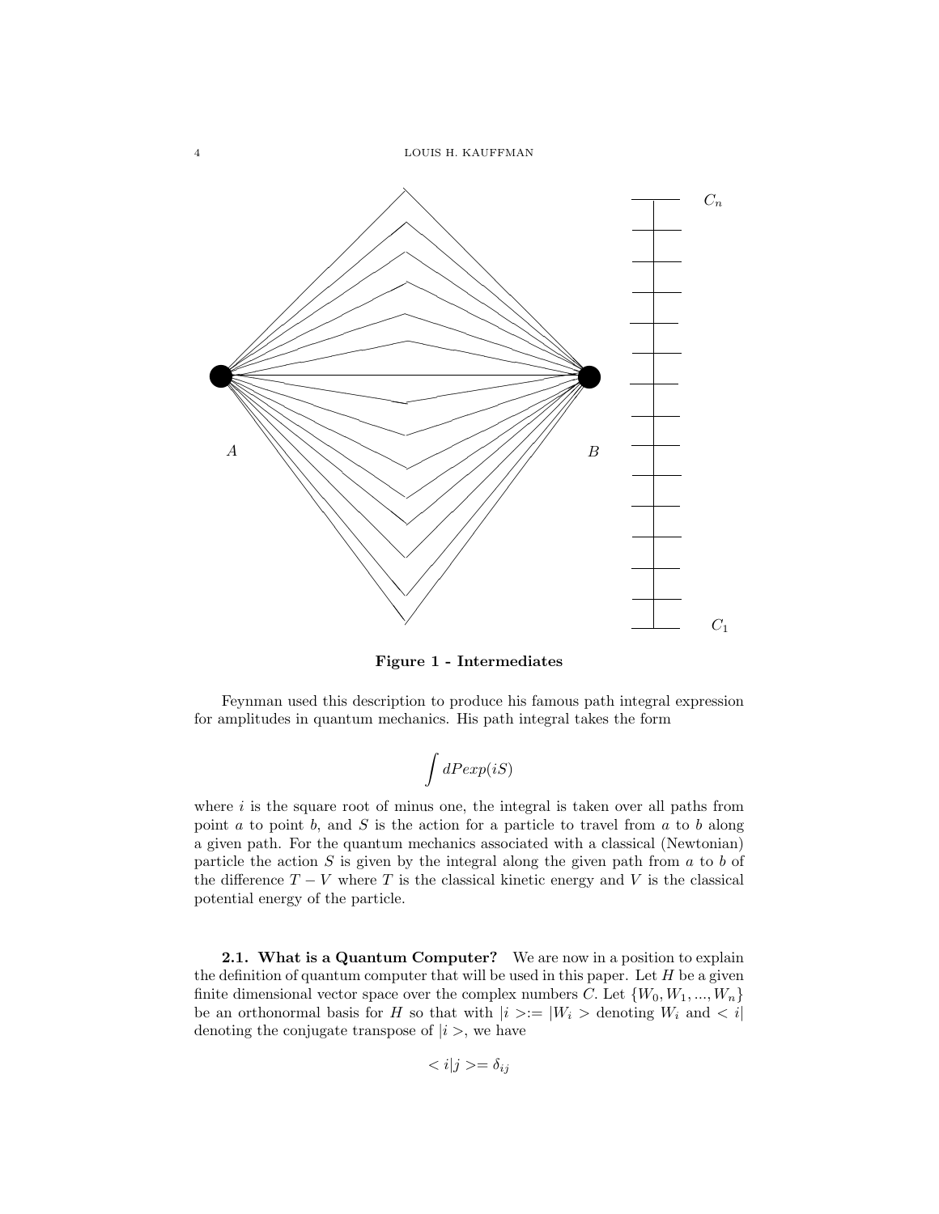$A$ $B$ $C_n$ $C_1$

**Figure 1 - Intermediates**

Feynman used this description to produce his famous path integral expression for amplitudes in quantum mechanics. His path integral takes the form

$$\int dPexp(iS)$$

where $i$ is the square root of minus one, the integral is taken over all paths from point $a$ to point $b$, and $S$ is the action for a particle to travel from $a$ to $b$ along a given path. For the quantum mechanics associated with a classical (Newtonian) particle the action $S$ is given by the integral along the given path from $a$ to $b$ of the difference $T - V$ where $T$ is the classical kinetic energy and $V$ is the classical potential energy of the particle.

**2.1. What is a Quantum Computer?** We are now in a position to explain the definition of quantum computer that will be used in this paper. Let $H$ be a given finite dimensional vector space over the complex numbers $C$. Let $\{W_0, W_1, ..., W_n\}$ be an orthonormal basis for $H$ so that with $|i >:= |W_i >$ denoting $W_i$ and $< i|$ denoting the conjugate transpose of $|i >$, we have

$$< i|j >= \delta_{ij}$$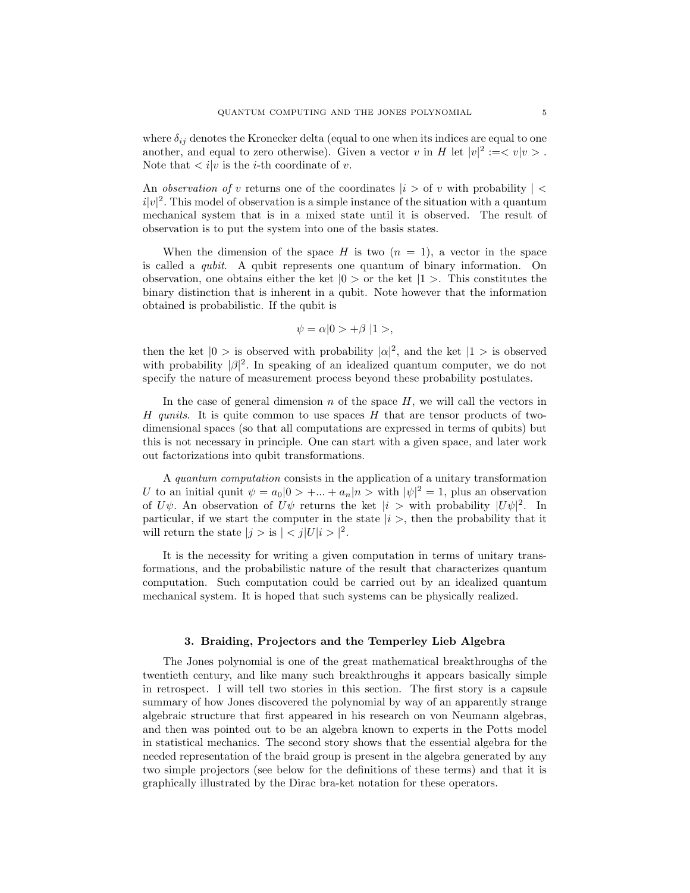where $\delta_{ij}$ denotes the Kronecker delta (equal to one when its indices are equal to one another, and equal to zero otherwise). Given a vector $v$ in $H$ let $|v|^2 := < v|v >$ . Note that $< i|v$ is the $i$-th coordinate of $v$.

An *observation of* $v$ returns one of the coordinates $|i >$ of $v$ with probability $| < i|v|^2$. This model of observation is a simple instance of the situation with a quantum mechanical system that is in a mixed state until it is observed. The result of observation is to put the system into one of the basis states.

When the dimension of the space $H$ is two ($n = 1$), a vector in the space is called a *qubit*. A qubit represents one quantum of binary information. On observation, one obtains either the ket $|0 >$ or the ket $|1 >$. This constitutes the binary distinction that is inherent in a qubit. Note however that the information obtained is probabilistic. If the qubit is

$$\psi = \alpha|0 > +\beta\ |1 >,$$

then the ket $|0 >$ is observed with probability $|\alpha|^2$, and the ket $|1 >$ is observed with probability $|\beta|^2$. In speaking of an idealized quantum computer, we do not specify the nature of measurement process beyond these probability postulates.

In the case of general dimension $n$ of the space $H$, we will call the vectors in $H$ *qunits*. It is quite common to use spaces $H$ that are tensor products of two-dimensional spaces (so that all computations are expressed in terms of qubits) but this is not necessary in principle. One can start with a given space, and later work out factorizations into qubit transformations.

A *quantum computation* consists in the application of a unitary transformation $U$ to an initial qunit $\psi = a_0|0 > +... + a_n|n >$ with $|\psi|^2 = 1$, plus an observation of $U\psi$. An observation of $U\psi$ returns the ket $|i >$ with probability $|U\psi|^2$. In particular, if we start the computer in the state $|i >$, then the probability that it will return the state $|j >$ is $| < j|U|i > |^2$.

It is the necessity for writing a given computation in terms of unitary transformations, and the probabilistic nature of the result that characterizes quantum computation. Such computation could be carried out by an idealized quantum mechanical system. It is hoped that such systems can be physically realized.

## 3. Braiding, Projectors and the Temperley Lieb Algebra

The Jones polynomial is one of the great mathematical breakthroughs of the twentieth century, and like many such breakthroughs it appears basically simple in retrospect. I will tell two stories in this section. The first story is a capsule summary of how Jones discovered the polynomial by way of an apparently strange algebraic structure that first appeared in his research on von Neumann algebras, and then was pointed out to be an algebra known to experts in the Potts model in statistical mechanics. The second story shows that the essential algebra for the needed representation of the braid group is present in the algebra generated by any two simple projectors (see below for the definitions of these terms) and that it is graphically illustrated by the Dirac bra-ket notation for these operators.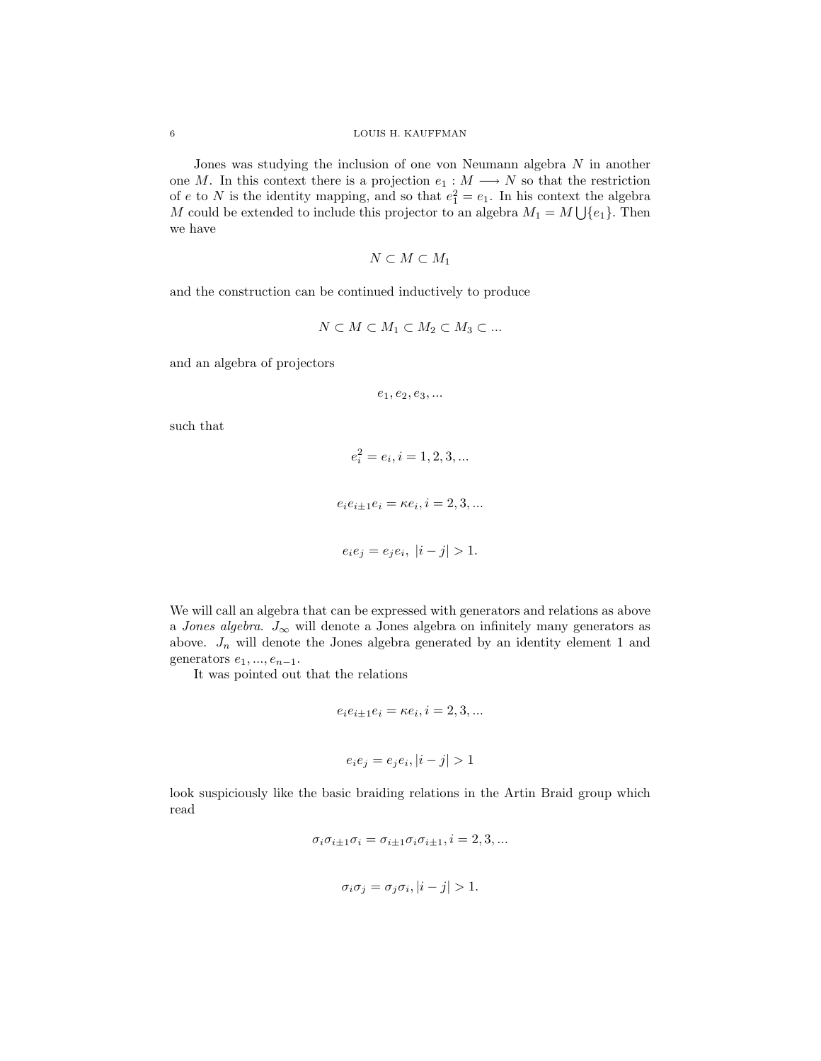Jones was studying the inclusion of one von Neumann algebra $N$ in another one $M$. In this context there is a projection $e_1 : M \longrightarrow N$ so that the restriction of $e$ to $N$ is the identity mapping, and so that $e_1^2 = e_1$. In his context the algebra $M$ could be extended to include this projector to an algebra $M_1 = M \bigcup \{e_1\}$. Then we have

$$N \subset M \subset M_1$$

and the construction can be continued inductively to produce

$$N \subset M \subset M_1 \subset M_2 \subset M_3 \subset ...$$

and an algebra of projectors

$$e_1, e_2, e_3, ...$$

such that

$$e_i^2 = e_i, i = 1, 2, 3, ...$$

$$e_i e_{i\pm1} e_i = \kappa e_i, i = 2, 3, ...$$

$$e_i e_j = e_j e_i, \ |i - j| > 1.$$

We will call an algebra that can be expressed with generators and relations as above a *Jones algebra*. $J_\infty$ will denote a Jones algebra on infinitely many generators as above. $J_n$ will denote the Jones algebra generated by an identity element 1 and generators $e_1, ..., e_{n-1}$.

It was pointed out that the relations

$$e_i e_{i\pm1} e_i = \kappa e_i, i = 2, 3, ...$$

$$e_i e_j = e_j e_i, |i - j| > 1$$

look suspiciously like the basic braiding relations in the Artin Braid group which read

$$\sigma_i \sigma_{i\pm1} \sigma_i = \sigma_{i\pm1} \sigma_i \sigma_{i\pm1}, i = 2, 3, ...$$

$$\sigma_i \sigma_j = \sigma_j \sigma_i, |i - j| > 1.$$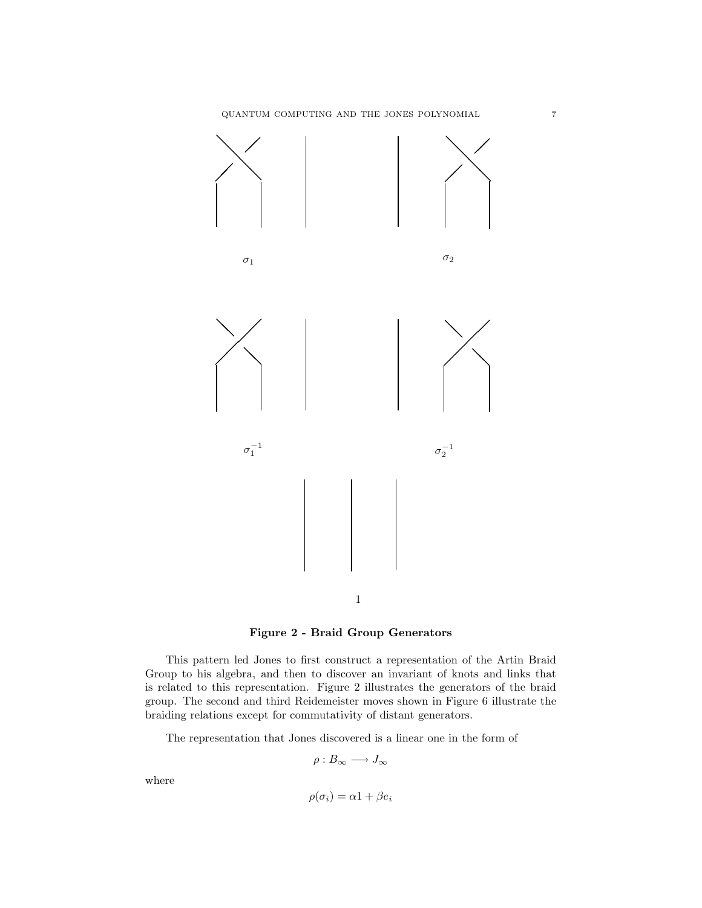$\sigma_1$ $\sigma_2$

$\sigma_1^{-1}$ $\sigma_2^{-1}$

1

**Figure 2 - Braid Group Generators**

This pattern led Jones to first construct a representation of the Artin Braid Group to his algebra, and then to discover an invariant of knots and links that is related to this representation. Figure 2 illustrates the generators of the braid group. The second and third Reidemeister moves shown in Figure 6 illustrate the braiding relations except for commutativity of distant generators.

The representation that Jones discovered is a linear one in the form of

$$\rho : B_\infty \longrightarrow J_\infty$$

where

$$\rho(\sigma_i) = \alpha 1 + \beta e_i$$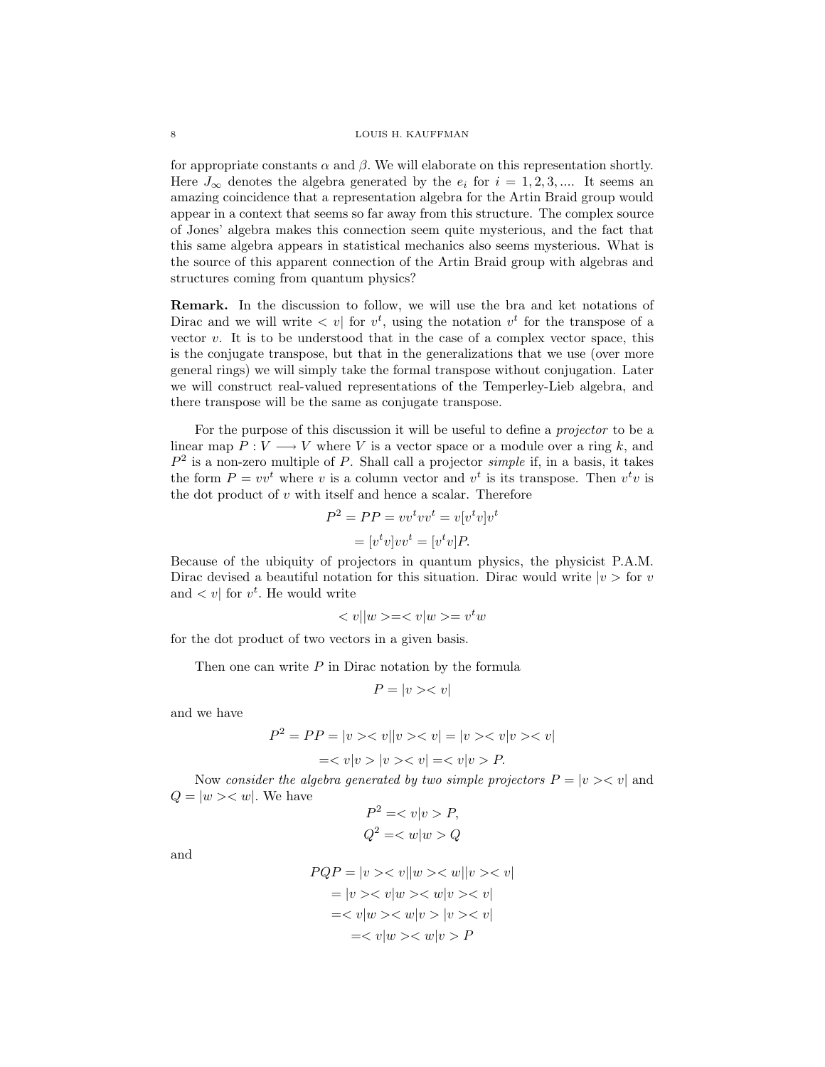for appropriate constants $\alpha$ and $\beta$. We will elaborate on this representation shortly. Here $J_\infty$ denotes the algebra generated by the $e_i$ for $i = 1, 2, 3, ....$ It seems an amazing coincidence that a representation algebra for the Artin Braid group would appear in a context that seems so far away from this structure. The complex source of Jones' algebra makes this connection seem quite mysterious, and the fact that this same algebra appears in statistical mechanics also seems mysterious. What is the source of this apparent connection of the Artin Braid group with algebras and structures coming from quantum physics?

**Remark.** In the discussion to follow, we will use the bra and ket notations of Dirac and we will write $< v|$ for $v^t$, using the notation $v^t$ for the transpose of a vector $v$. It is to be understood that in the case of a complex vector space, this is the conjugate transpose, but that in the generalizations that we use (over more general rings) we will simply take the formal transpose without conjugation. Later we will construct real-valued representations of the Temperley-Lieb algebra, and there transpose will be the same as conjugate transpose.

For the purpose of this discussion it will be useful to define a *projector* to be a linear map $P : V \longrightarrow V$ where $V$ is a vector space or a module over a ring $k$, and $P^2$ is a non-zero multiple of $P$. Shall call a projector *simple* if, in a basis, it takes the form $P = vv^t$ where $v$ is a column vector and $v^t$ is its transpose. Then $v^t v$ is the dot product of $v$ with itself and hence a scalar. Therefore

$$P^2 = PP = vv^tvv^t = v[v^tv]v^t$$
$$= [v^tv]vv^t = [v^tv]P.$$

Because of the ubiquity of projectors in quantum physics, the physicist P.A.M. Dirac devised a beautiful notation for this situation. Dirac would write $|v>$ for $v$ and $< v|$ for $v^t$. He would write

$$< v||w >=< v|w >= v^t w$$

for the dot product of two vectors in a given basis.

Then one can write $P$ in Dirac notation by the formula

$$P = |v >< v|$$

and we have

$$P^2 = PP = |v >< v||v >< v| = |v >< v|v >< v|$$
$$=< v|v > |v >< v| =< v|v > P.$$

Now *consider the algebra generated by two simple projectors* $P = |v >< v|$ and $Q = |w >< w|$. We have

$$P^2 =< v|v > P,$$
$$Q^2 =< w|w > Q$$

and

$$PQP = |v >< v||w >< w||v >< v|$$
$$= |v >< v|w >< w|v >< v|$$
$$=< v|w >< w|v > |v >< v|$$
$$=< v|w >< w|v > P$$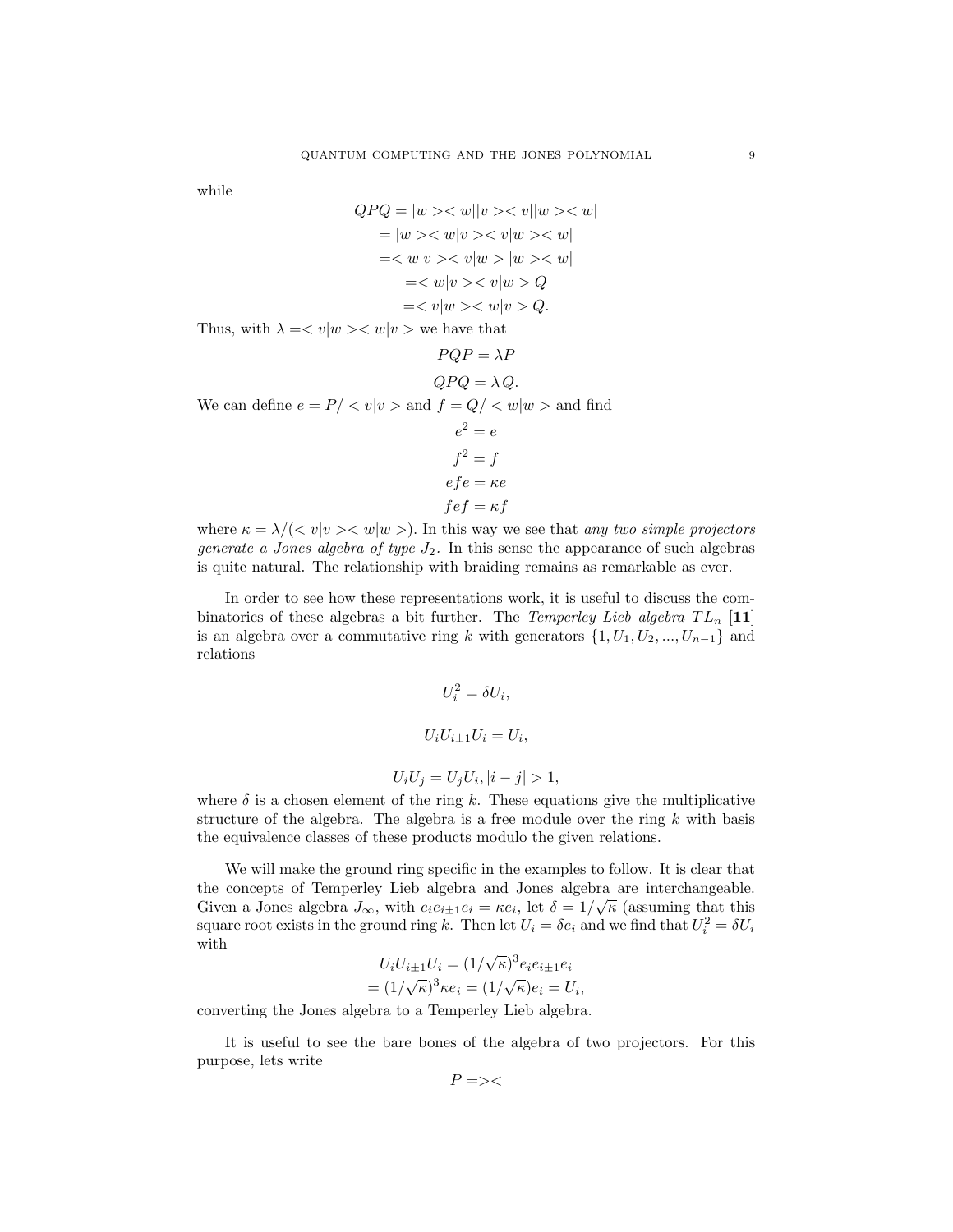while

$$
\begin{aligned}
QPQ &= |w><w||v><v||w><w| \\
&= |w><w|v><v|w><w| \\
&= <w|v><v|w> |w><w| \\
&= <w|v><v|w> Q \\
&= <v|w><w|v> Q.
\end{aligned}
$$

Thus, with $\lambda = <v|w><w|v>$ we have that

$$PQP = \lambda P$$

$$QPQ = \lambda Q.$$

We can define $e = P/<v|v>$ and $f = Q/<w|w>$ and find

$$e^2 = e$$

$$f^2 = f$$

$$efe = \kappa e$$

$$fef = \kappa f$$

where $\kappa = \lambda/(<v|v><w|w>)$. In this way we see that *any two simple projectors generate a Jones algebra of type $J_2$*. In this sense the appearance of such algebras is quite natural. The relationship with braiding remains as remarkable as ever.

In order to see how these representations work, it is useful to discuss the combinatorics of these algebras a bit further. The *Temperley Lieb algebra $TL_n$* [**11**] is an algebra over a commutative ring $k$ with generators $\{1, U_1, U_2, ..., U_{n-1}\}$ and relations

$$U_i^2 = \delta U_i,$$

$$U_i U_{i\pm 1} U_i = U_i,$$

$$U_i U_j = U_j U_i, |i - j| > 1,$$

where $\delta$ is a chosen element of the ring $k$. These equations give the multiplicative structure of the algebra. The algebra is a free module over the ring $k$ with basis the equivalence classes of these products modulo the given relations.

We will make the ground ring specific in the examples to follow. It is clear that the concepts of Temperley Lieb algebra and Jones algebra are interchangeable. Given a Jones algebra $J_\infty$, with $e_i e_{i\pm 1} e_i = \kappa e_i$, let $\delta = 1/\sqrt{\kappa}$ (assuming that this square root exists in the ground ring $k$. Then let $U_i = \delta e_i$ and we find that $U_i^2 = \delta U_i$ with

$$
\begin{aligned}
U_i U_{i\pm 1} U_i &= (1/\sqrt{\kappa})^3 e_i e_{i\pm 1} e_i \\
&= (1/\sqrt{\kappa})^3 \kappa e_i = (1/\sqrt{\kappa}) e_i = U_i,
\end{aligned}
$$

converting the Jones algebra to a Temperley Lieb algebra.

It is useful to see the bare bones of the algebra of two projectors. For this purpose, lets write

$$P = ><$$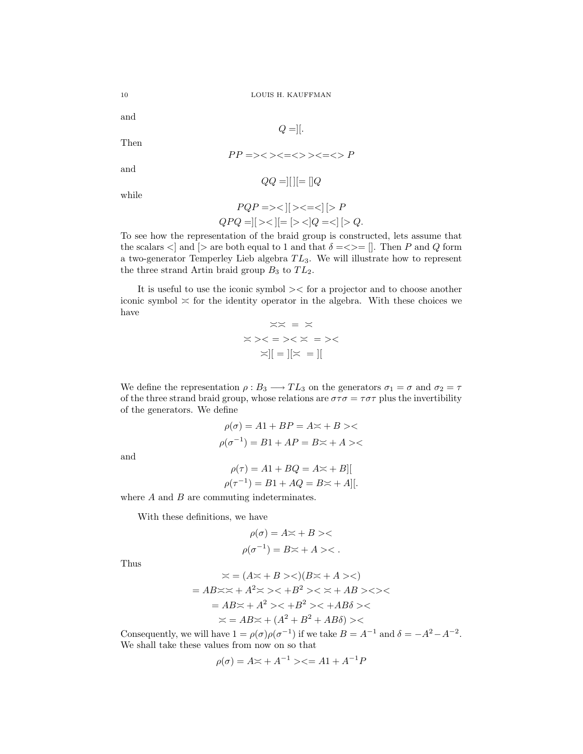and

$$Q = ][.$$

Then

$$PP = ><><=<>><=<> P$$

and

$$QQ = ][][ = []Q$$

while

$$PQP = ><][><=<][> P$$

$$QPQ = ][><][ = [><]Q = <][> Q.$$

To see how the representation of the braid group is constructed, lets assume that the scalars $<]$ and $[>$ are both equal to 1 and that $\delta = <> = []$. Then $P$ and $Q$ form a two-generator Temperley Lieb algebra $TL_3$. We will illustrate how to represent the three strand Artin braid group $B_3$ to $TL_2$.

It is useful to use the iconic symbol $><$ for a projector and to choose another iconic symbol $\asymp$ for the identity operator in the algebra. With these choices we have

$$\asymp\asymp\ =\ \asymp$$

$$\asymp >< = >< \asymp\ = ><$$

$$\asymp][ = ][\asymp\ = ][$$

We define the representation $\rho : B_3 \longrightarrow TL_3$ on the generators $\sigma_1 = \sigma$ and $\sigma_2 = \tau$ of the three strand braid group, whose relations are $\sigma\tau\sigma = \tau\sigma\tau$ plus the invertibility of the generators. We define

$$\rho(\sigma) = A1 + BP = A\asymp + B ><$$

$$\rho(\sigma^{-1}) = B1 + AP = B\asymp + A ><$$

and

$$\rho(\tau) = A1 + BQ = A\asymp + B][$$

$$\rho(\tau^{-1}) = B1 + AQ = B\asymp + A][.$$

where $A$ and $B$ are commuting indeterminates.

With these definitions, we have

$$\rho(\sigma) = A\asymp + B ><$$

$$\rho(\sigma^{-1}) = B\asymp + A >< .$$

Thus

$$\asymp = (A\asymp + B ><)(B\asymp + A ><)$$

$$= AB\asymp\asymp + A^2\asymp >< + B^2 >< \asymp + AB ><><$$

$$= AB\asymp + A^2 >< + B^2 >< + AB\delta ><$$

$$\asymp = AB\asymp + (A^2 + B^2 + AB\delta) ><$$

Consequently, we will have $1 = \rho(\sigma)\rho(\sigma^{-1})$ if we take $B = A^{-1}$ and $\delta = -A^2 - A^{-2}$. We shall take these values from now on so that

$$\rho(\sigma) = A\asymp + A^{-1} >< = A1 + A^{-1}P$$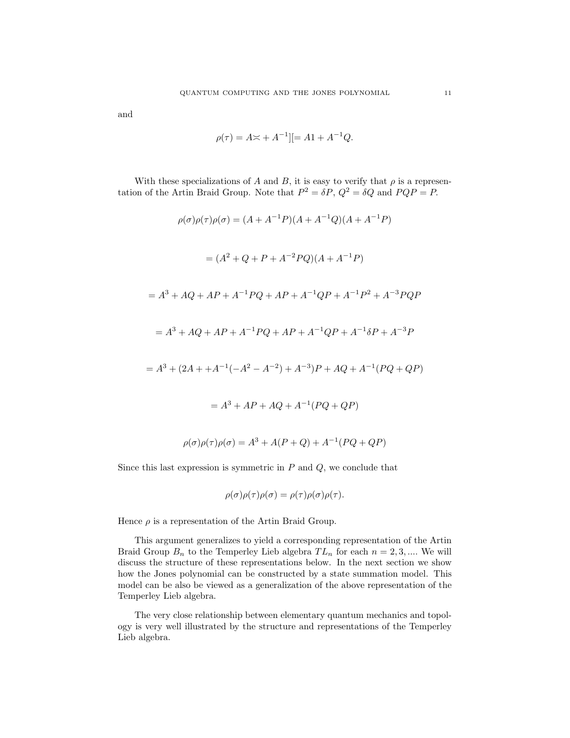and

$$\rho(\tau) = A \asymp + A^{-1} ][ = A1 + A^{-1}Q.$$

With these specializations of $A$ and $B$, it is easy to verify that $\rho$ is a representation of the Artin Braid Group. Note that $P^2 = \delta P$, $Q^2 = \delta Q$ and $PQP = P$.

$$\rho(\sigma)\rho(\tau)\rho(\sigma) = (A + A^{-1}P)(A + A^{-1}Q)(A + A^{-1}P)$$

$$= (A^2 + Q + P + A^{-2}PQ)(A + A^{-1}P)$$

$$= A^3 + AQ + AP + A^{-1}PQ + AP + A^{-1}QP + A^{-1}P^2 + A^{-3}PQP$$

$$= A^3 + AQ + AP + A^{-1}PQ + AP + A^{-1}QP + A^{-1}\delta P + A^{-3}P$$

$$= A^3 + (2A + +A^{-1}(-A^2 - A^{-2}) + A^{-3})P + AQ + A^{-1}(PQ + QP)$$

$$= A^3 + AP + AQ + A^{-1}(PQ + QP)$$

$$\rho(\sigma)\rho(\tau)\rho(\sigma) = A^3 + A(P + Q) + A^{-1}(PQ + QP)$$

Since this last expression is symmetric in $P$ and $Q$, we conclude that

$$\rho(\sigma)\rho(\tau)\rho(\sigma) = \rho(\tau)\rho(\sigma)\rho(\tau).$$

Hence $\rho$ is a representation of the Artin Braid Group.

This argument generalizes to yield a corresponding representation of the Artin Braid Group $B_n$ to the Temperley Lieb algebra $TL_n$ for each $n = 2, 3, ....$ We will discuss the structure of these representations below. In the next section we show how the Jones polynomial can be constructed by a state summation model. This model can be also be viewed as a generalization of the above representation of the Temperley Lieb algebra.

The very close relationship between elementary quantum mechanics and topology is very well illustrated by the structure and representations of the Temperley Lieb algebra.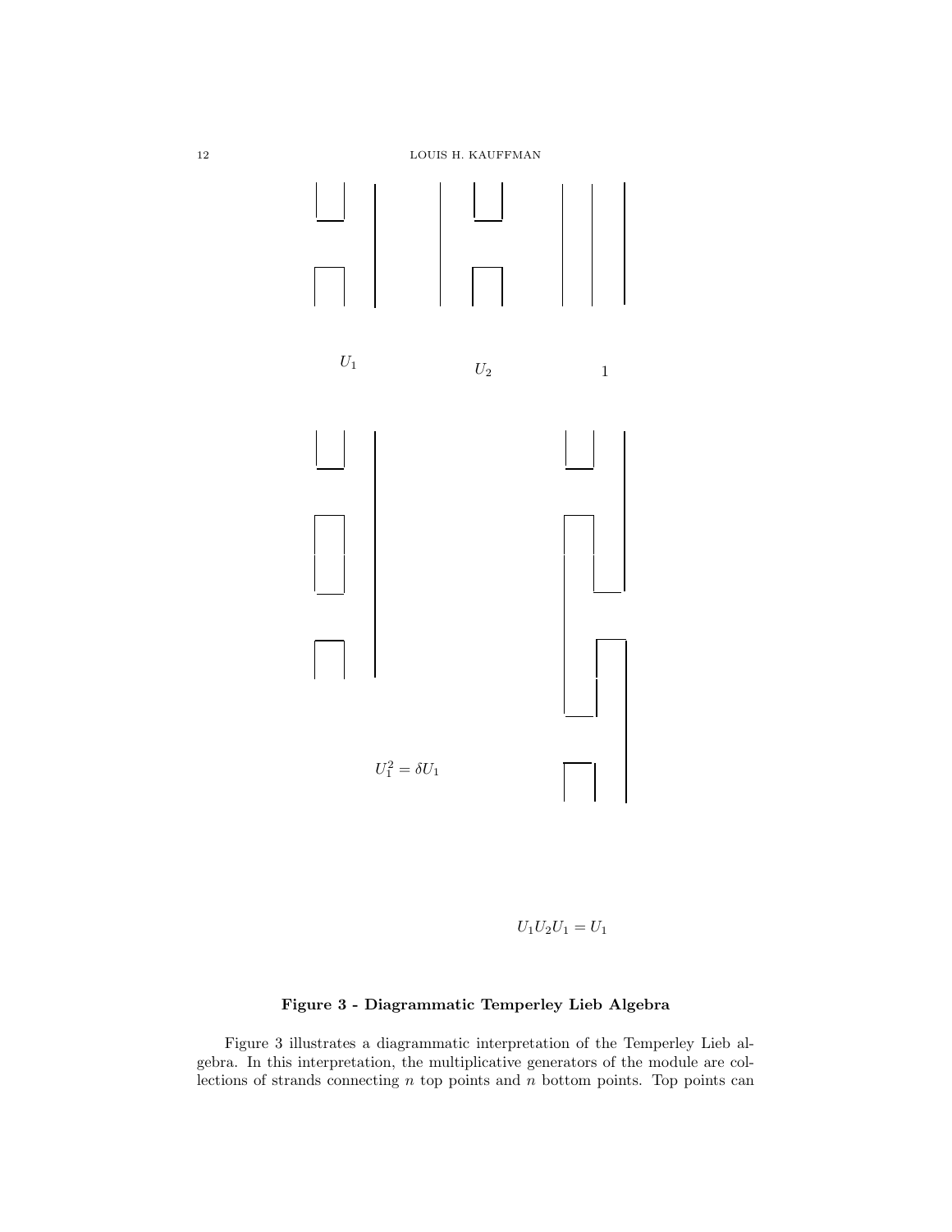$U_1$ $U_2$ $1$

$U_1^2 = \delta U_1$

$U_1 U_2 U_1 = U_1$

**Figure 3 - Diagrammatic Temperley Lieb Algebra**

Figure 3 illustrates a diagrammatic interpretation of the Temperley Lieb algebra. In this interpretation, the multiplicative generators of the module are collections of strands connecting $n$ top points and $n$ bottom points. Top points can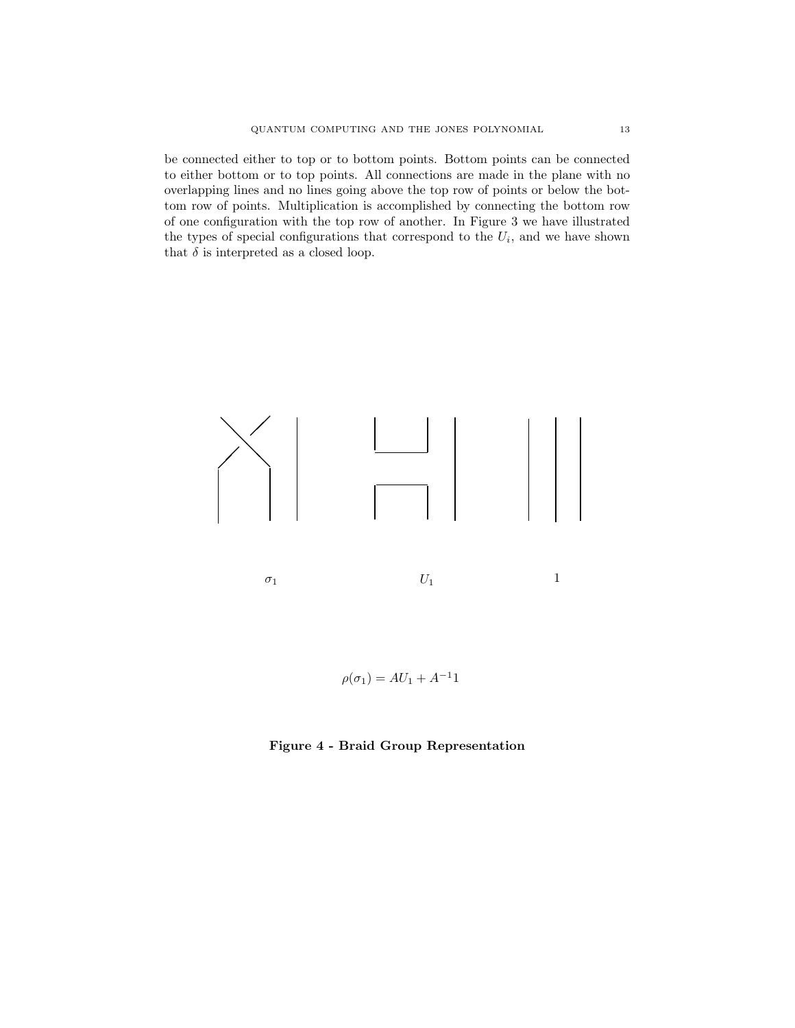be connected either to top or to bottom points. Bottom points can be connected to either bottom or to top points. All connections are made in the plane with no overlapping lines and no lines going above the top row of points or below the bottom row of points. Multiplication is accomplished by connecting the bottom row of one configuration with the top row of another. In Figure 3 we have illustrated the types of special configurations that correspond to the $U_i$, and we have shown that $\delta$ is interpreted as a closed loop.

$\sigma_1$ $\quad$ $U_1$ $\quad$ $1$

$$\rho(\sigma_1) = AU_1 + A^{-1}1$$

**Figure 4 - Braid Group Representation**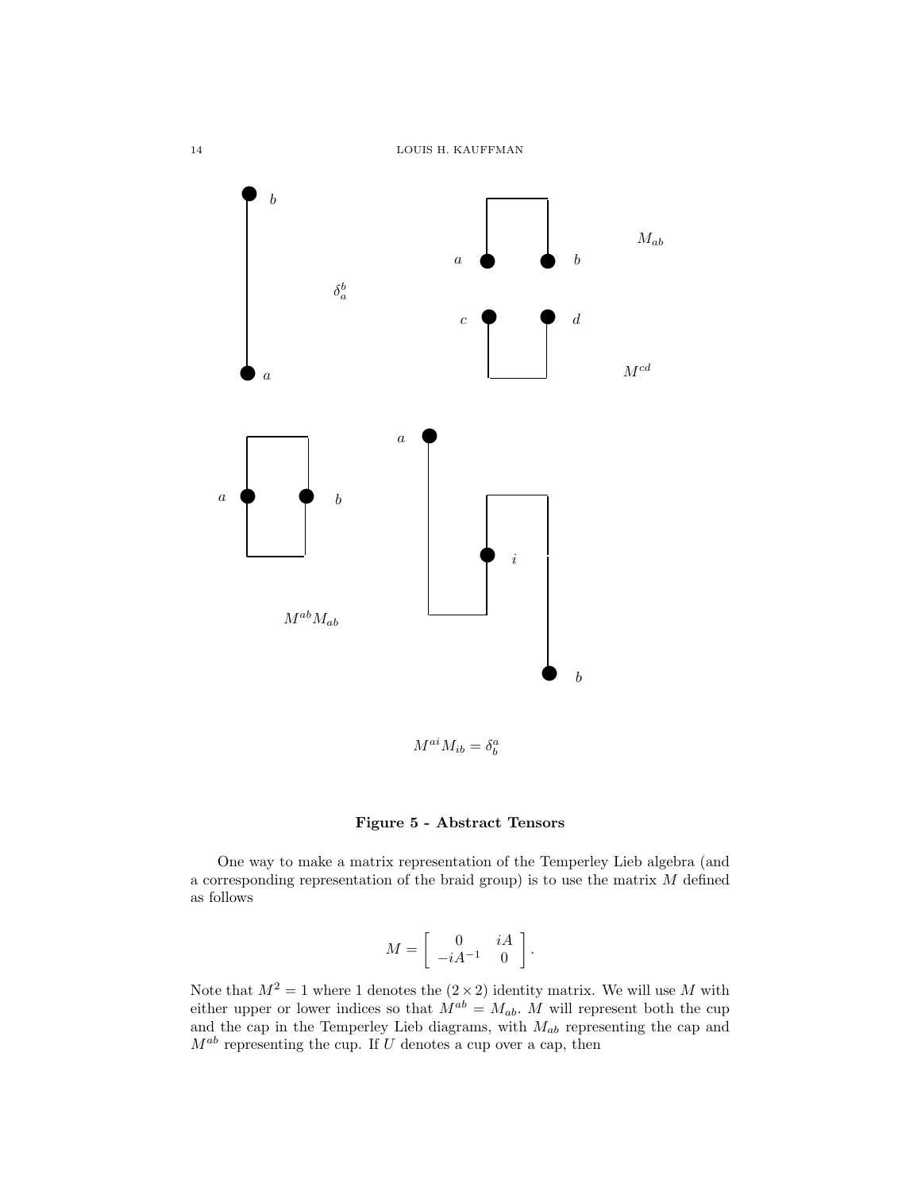$\delta_a^b$

$M_{ab}$

$M^{cd}$

$M^{ab}M_{ab}$

$M^{ai}M_{ib} = \delta_b^a$

**Figure 5 - Abstract Tensors**

One way to make a matrix representation of the Temperley Lieb algebra (and a corresponding representation of the braid group) is to use the matrix $M$ defined as follows

$$M = \left[ \begin{array}{cc} 0 & iA \\ -iA^{-1} & 0 \end{array} \right].$$

Note that $M^2 = 1$ where 1 denotes the $(2 \times 2)$ identity matrix. We will use $M$ with either upper or lower indices so that $M^{ab} = M_{ab}$. $M$ will represent both the cup and the cap in the Temperley Lieb diagrams, with $M_{ab}$ representing the cap and $M^{ab}$ representing the cup. If $U$ denotes a cup over a cap, then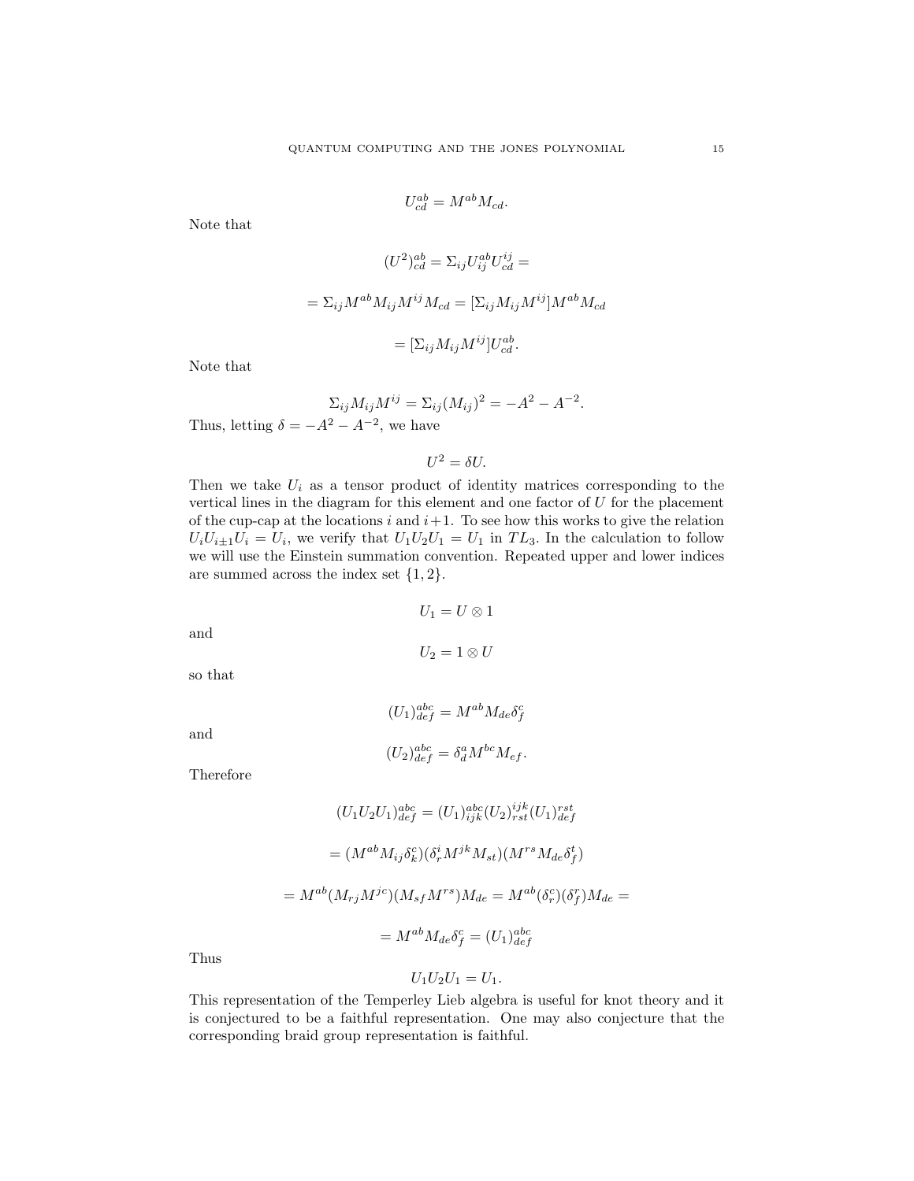$$U^{ab}_{cd} = M^{ab} M_{cd}.$$

Note that

$$(U^2)^{ab}_{cd} = \Sigma_{ij} U^{ab}_{ij} U^{ij}_{cd} =$$

$$= \Sigma_{ij} M^{ab} M_{ij} M^{ij} M_{cd} = [\Sigma_{ij} M_{ij} M^{ij}] M^{ab} M_{cd}$$

$$= [\Sigma_{ij} M_{ij} M^{ij}] U^{ab}_{cd}.$$

Note that

$$\Sigma_{ij} M_{ij} M^{ij} = \Sigma_{ij} (M_{ij})^2 = -A^2 - A^{-2}.$$

Thus, letting $\delta = -A^2 - A^{-2}$, we have

$$U^2 = \delta U.$$

Then we take $U_i$ as a tensor product of identity matrices corresponding to the vertical lines in the diagram for this element and one factor of $U$ for the placement of the cup-cap at the locations $i$ and $i+1$. To see how this works to give the relation $U_i U_{i\pm 1} U_i = U_i$, we verify that $U_1 U_2 U_1 = U_1$ in $TL_3$. In the calculation to follow we will use the Einstein summation convention. Repeated upper and lower indices are summed across the index set $\{1, 2\}$.

$$U_1 = U \otimes 1$$

and

$$U_2 = 1 \otimes U$$

so that

$$(U_1)^{abc}_{def} = M^{ab} M_{de} \delta^c_f$$

and

$$(U_2)^{abc}_{def} = \delta^a_d M^{bc} M_{ef}.$$

Therefore

$$(U_1 U_2 U_1)^{abc}_{def} = (U_1)^{abc}_{ijk} (U_2)^{ijk}_{rst} (U_1)^{rst}_{def}$$

$$= (M^{ab} M_{ij} \delta^c_k)(\delta^i_r M^{jk} M_{st})(M^{rs} M_{de} \delta^t_f)$$

$$= M^{ab}(M_{rj} M^{jc})(M_{sf} M^{rs}) M_{de} = M^{ab}(\delta^c_r)(\delta^r_f) M_{de} =$$

$$= M^{ab} M_{de} \delta^c_f = (U_1)^{abc}_{def}$$

Thus

$$U_1 U_2 U_1 = U_1.$$

This representation of the Temperley Lieb algebra is useful for knot theory and it is conjectured to be a faithful representation. One may also conjecture that the corresponding braid group representation is faithful.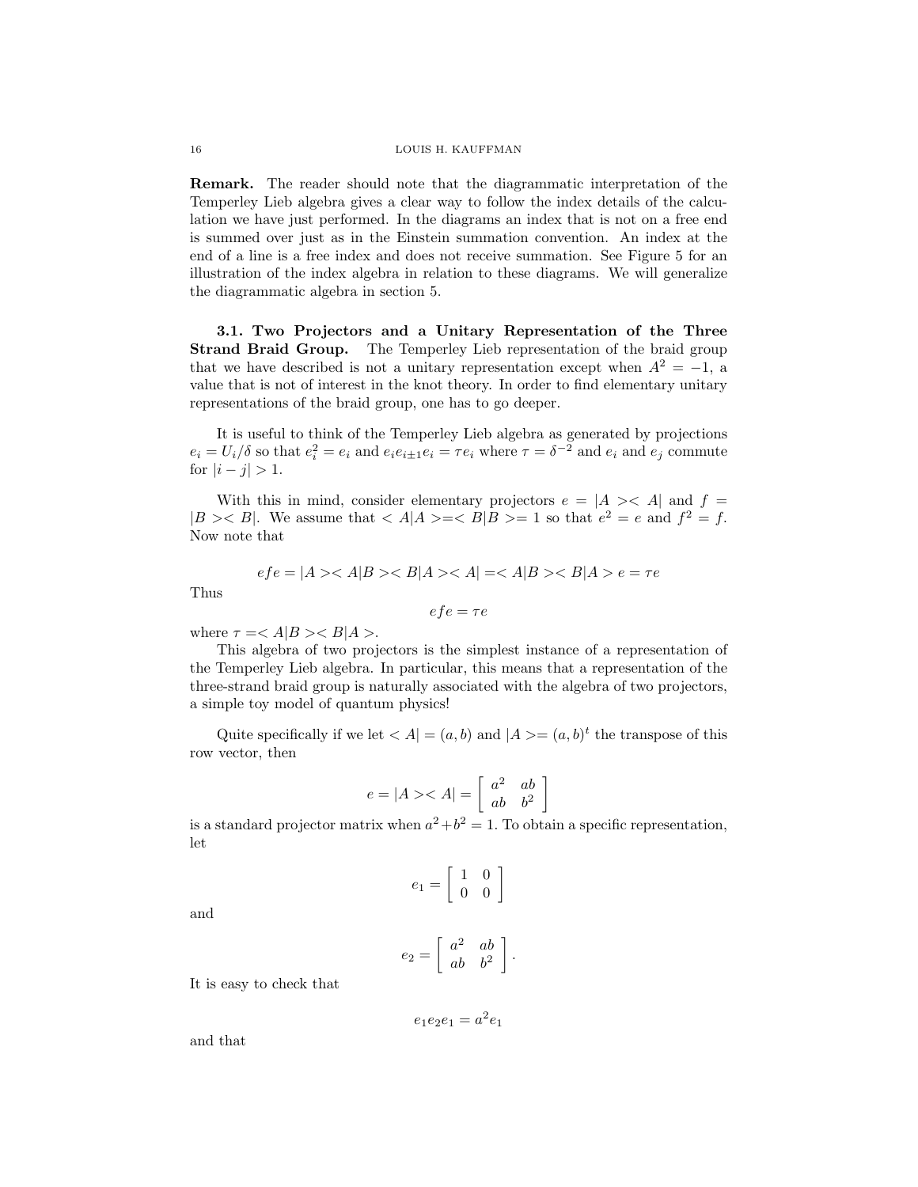**Remark.** The reader should note that the diagrammatic interpretation of the Temperley Lieb algebra gives a clear way to follow the index details of the calculation we have just performed. In the diagrams an index that is not on a free end is summed over just as in the Einstein summation convention. An index at the end of a line is a free index and does not receive summation. See Figure 5 for an illustration of the index algebra in relation to these diagrams. We will generalize the diagrammatic algebra in section 5.

### 3.1. Two Projectors and a Unitary Representation of the Three Strand Braid Group.

The Temperley Lieb representation of the braid group that we have described is not a unitary representation except when $A^2 = -1$, a value that is not of interest in the knot theory. In order to find elementary unitary representations of the braid group, one has to go deeper.

It is useful to think of the Temperley Lieb algebra as generated by projections $e_i = U_i/\delta$ so that $e_i^2 = e_i$ and $e_i e_{i\pm 1} e_i = \tau e_i$ where $\tau = \delta^{-2}$ and $e_i$ and $e_j$ commute for $|i - j| > 1$.

With this in mind, consider elementary projectors $e = |A><A|$ and $f = |B><B|$. We assume that $<A|A> = <B|B> = 1$ so that $e^2 = e$ and $f^2 = f$. Now note that

$$efe = |A><A|B><B|A><A| = <A|B><B|A> e = \tau e$$

Thus

$$efe = \tau e$$

where $\tau = <A|B><B|A>$.

This algebra of two projectors is the simplest instance of a representation of the Temperley Lieb algebra. In particular, this means that a representation of the three-strand braid group is naturally associated with the algebra of two projectors, a simple toy model of quantum physics!

Quite specifically if we let $<A| = (a, b)$ and $|A> = (a, b)^t$ the transpose of this row vector, then

$$e = |A><A| = \begin{bmatrix} a^2 & ab \\ ab & b^2 \end{bmatrix}$$

is a standard projector matrix when $a^2 + b^2 = 1$. To obtain a specific representation, let

$$e_1 = \begin{bmatrix} 1 & 0 \\ 0 & 0 \end{bmatrix}$$

and

$$e_2 = \begin{bmatrix} a^2 & ab \\ ab & b^2 \end{bmatrix}.$$

It is easy to check that

$$e_1 e_2 e_1 = a^2 e_1$$

and that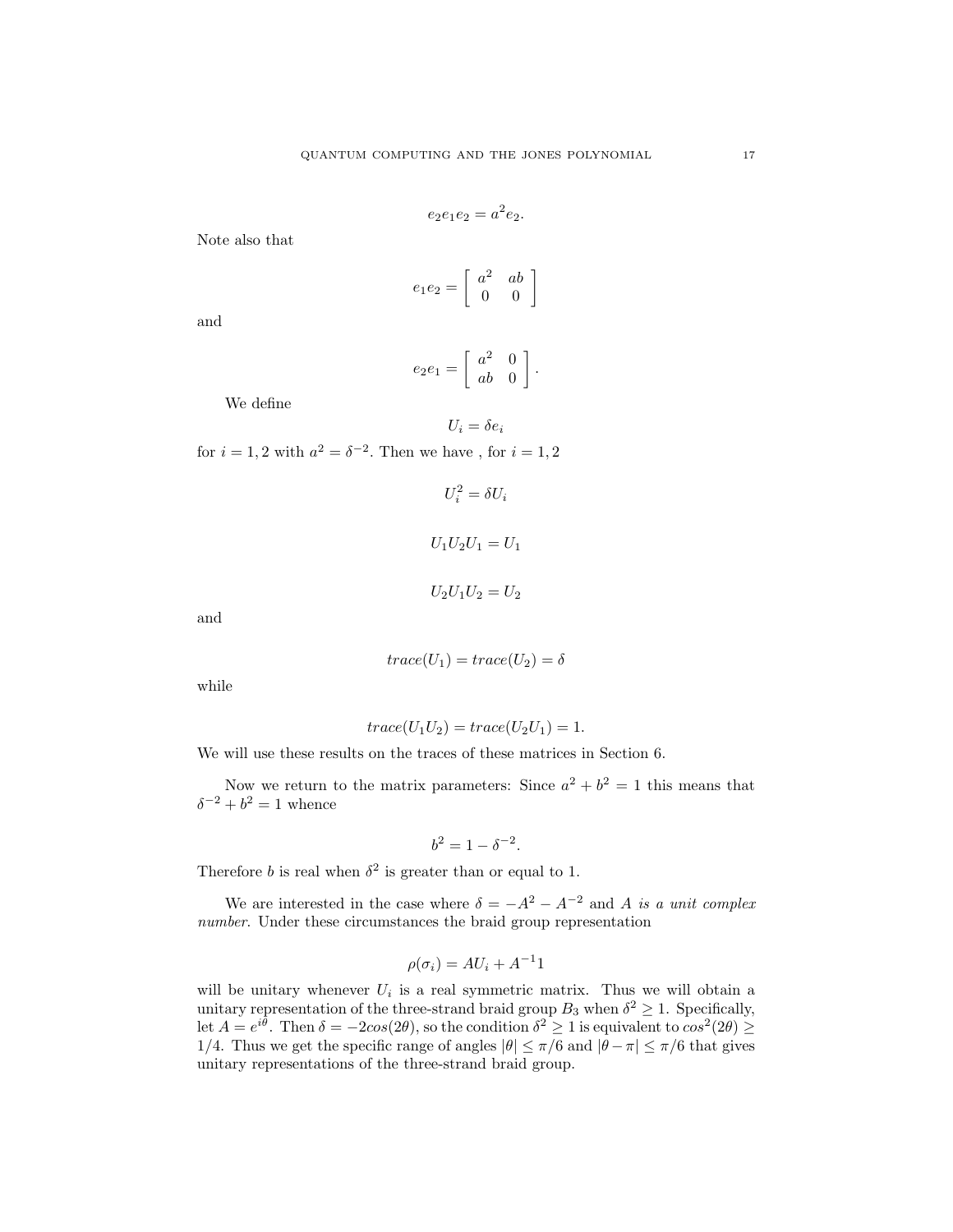$$e_2 e_1 e_2 = a^2 e_2.$$

Note also that

$$e_1 e_2 = \left[ \begin{array}{cc} a^2 & ab \\ 0 & 0 \end{array} \right]$$

and

$$e_2 e_1 = \left[ \begin{array}{cc} a^2 & 0 \\ ab & 0 \end{array} \right].$$

We define

$$U_i = \delta e_i$$

for $i = 1, 2$ with $a^2 = \delta^{-2}$. Then we have , for $i = 1, 2$

$$U_i^2 = \delta U_i$$

$$U_1 U_2 U_1 = U_1$$

$$U_2 U_1 U_2 = U_2$$

and

$$trace(U_1) = trace(U_2) = \delta$$

while

$$trace(U_1 U_2) = trace(U_2 U_1) = 1.$$

We will use these results on the traces of these matrices in Section 6.

Now we return to the matrix parameters: Since $a^2 + b^2 = 1$ this means that $\delta^{-2} + b^2 = 1$ whence

$$b^2 = 1 - \delta^{-2}.$$

Therefore $b$ is real when $\delta^2$ is greater than or equal to 1.

We are interested in the case where $\delta = -A^2 - A^{-2}$ and $A$ *is a unit complex number*. Under these circumstances the braid group representation

$$\rho(\sigma_i) = AU_i + A^{-1}1$$

will be unitary whenever $U_i$ is a real symmetric matrix. Thus we will obtain a unitary representation of the three-strand braid group $B_3$ when $\delta^2 \geq 1$. Specifically, let $A = e^{i\theta}$. Then $\delta = -2cos(2\theta)$, so the condition $\delta^2 \geq 1$ is equivalent to $cos^2(2\theta) \geq 1/4$. Thus we get the specific range of angles $|\theta| \leq \pi/6$ and $|\theta - \pi| \leq \pi/6$ that gives unitary representations of the three-strand braid group.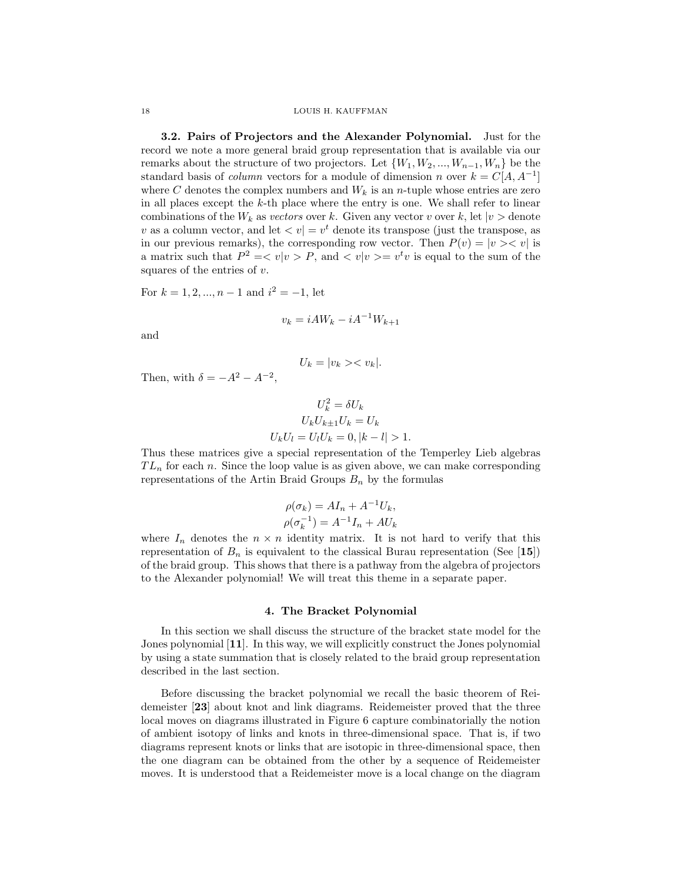**3.2. Pairs of Projectors and the Alexander Polynomial.** Just for the record we note a more general braid group representation that is available via our remarks about the structure of two projectors. Let $\{W_1, W_2, ..., W_{n-1}, W_n\}$ be the standard basis of *column* vectors for a module of dimension $n$ over $k = C[A, A^{-1}]$ where $C$ denotes the complex numbers and $W_k$ is an $n$-tuple whose entries are zero in all places except the $k$-th place where the entry is one. We shall refer to linear combinations of the $W_k$ as *vectors* over $k$. Given any vector $v$ over $k$, let $|v>$ denote $v$ as a column vector, and let $<v| = v^t$ denote its transpose (just the transpose, as in our previous remarks), the corresponding row vector. Then $P(v) = |v><v|$ is a matrix such that $P^2 = <v|v> P$, and $<v|v> = v^t v$ is equal to the sum of the squares of the entries of $v$.

For $k = 1, 2, ..., n-1$ and $i^2 = -1$, let

$$v_k = iAW_k - iA^{-1}W_{k+1}$$

and

$$U_k = |v_k><v_k|.$$

Then, with $\delta = -A^2 - A^{-2}$,

$$U_k^2 = \delta U_k$$
$$U_k U_{k\pm 1} U_k = U_k$$
$$U_k U_l = U_l U_k = 0, |k-l| > 1.$$

Thus these matrices give a special representation of the Temperley Lieb algebras $TL_n$ for each $n$. Since the loop value is as given above, we can make corresponding representations of the Artin Braid Groups $B_n$ by the formulas

$$\rho(\sigma_k) = AI_n + A^{-1}U_k,$$
$$\rho(\sigma_k^{-1}) = A^{-1}I_n + AU_k$$

where $I_n$ denotes the $n \times n$ identity matrix. It is not hard to verify that this representation of $B_n$ is equivalent to the classical Burau representation (See [**15**]) of the braid group. This shows that there is a pathway from the algebra of projectors to the Alexander polynomial! We will treat this theme in a separate paper.

## 4. The Bracket Polynomial

In this section we shall discuss the structure of the bracket state model for the Jones polynomial [**11**]. In this way, we will explicitly construct the Jones polynomial by using a state summation that is closely related to the braid group representation described in the last section.

Before discussing the bracket polynomial we recall the basic theorem of Reidemeister [**23**] about knot and link diagrams. Reidemeister proved that the three local moves on diagrams illustrated in Figure 6 capture combinatorially the notion of ambient isotopy of links and knots in three-dimensional space. That is, if two diagrams represent knots or links that are isotopic in three-dimensional space, then the one diagram can be obtained from the other by a sequence of Reidemeister moves. It is understood that a Reidemeister move is a local change on the diagram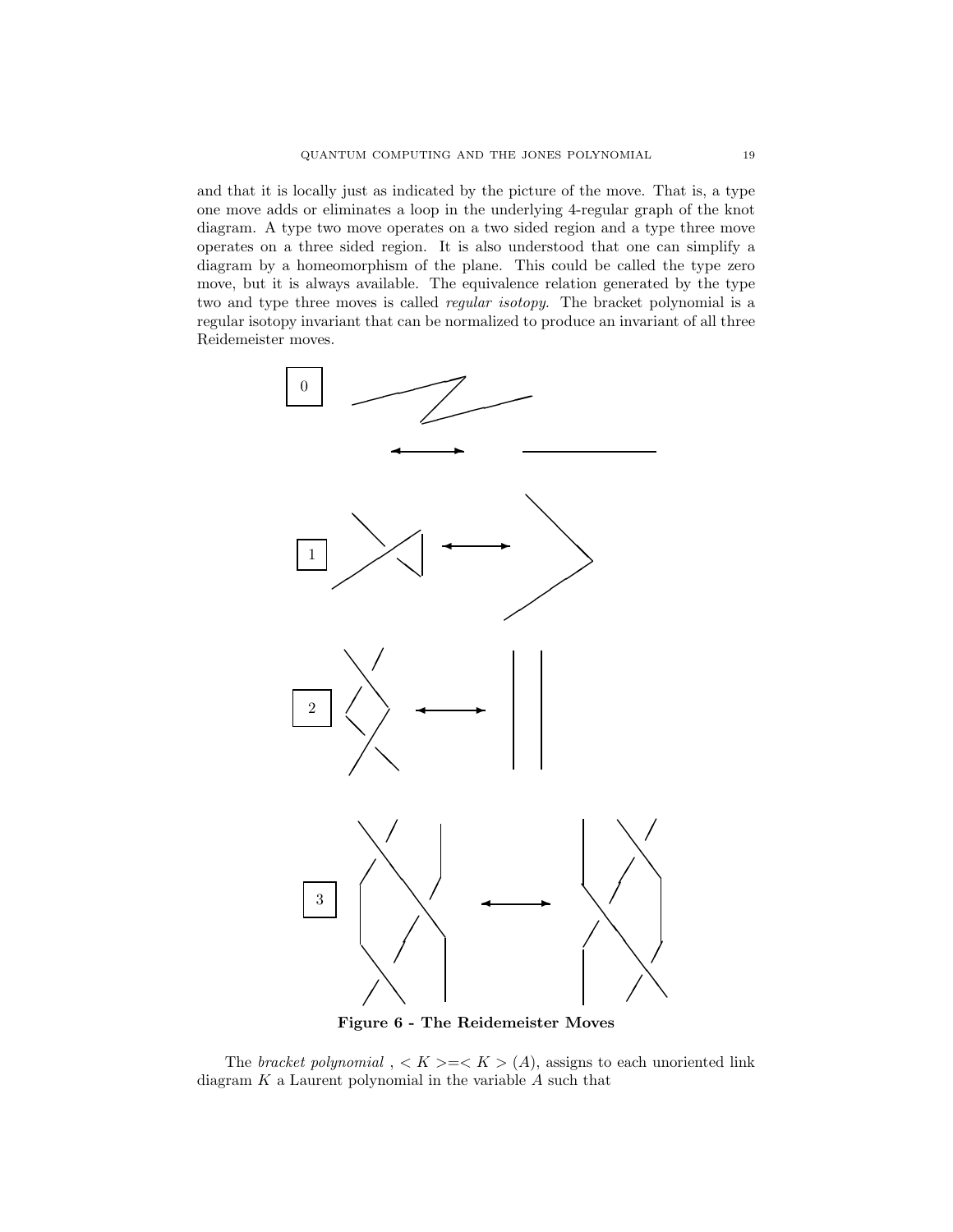and that it is locally just as indicated by the picture of the move. That is, a type one move adds or eliminates a loop in the underlying 4-regular graph of the knot diagram. A type two move operates on a two sided region and a type three move operates on a three sided region. It is also understood that one can simplify a diagram by a homeomorphism of the plane. This could be called the type zero move, but it is always available. The equivalence relation generated by the type two and type three moves is called *regular isotopy*. The bracket polynomial is a regular isotopy invariant that can be normalized to produce an invariant of all three Reidemeister moves.

**Figure 6 - The Reidemeister Moves**

The *bracket polynomial* , $< K > = < K > (A)$, assigns to each unoriented link diagram $K$ a Laurent polynomial in the variable $A$ such that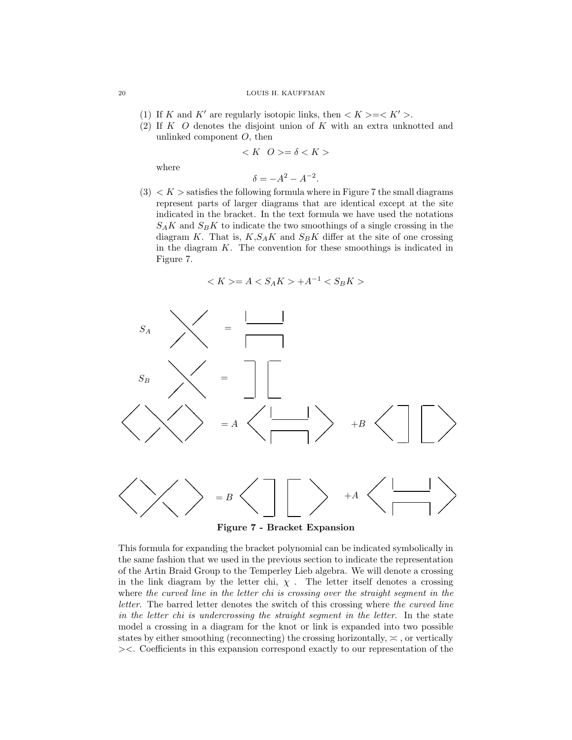(1) If $K$ and $K'$ are regularly isotopic links, then $< K >=< K' >$.

(2) If $K \; O$ denotes the disjoint union of $K$ with an extra unknotted and unlinked component $O$, then

$$< K \;\; O >= \delta < K >$$

where

$$\delta = -A^2 - A^{-2}.$$

(3) $< K >$ satisfies the following formula where in Figure 7 the small diagrams represent parts of larger diagrams that are identical except at the site indicated in the bracket. In the text formula we have used the notations $S_A K$ and $S_B K$ to indicate the two smoothings of a single crossing in the diagram $K$. That is, $K$,$S_A K$ and $S_B K$ differ at the site of one crossing in the diagram $K$. The convention for these smoothings is indicated in Figure 7.

$$< K >= A < S_A K > + A^{-1} < S_B K >$$

**Figure 7 - Bracket Expansion**

This formula for expanding the bracket polynomial can be indicated symbolically in the same fashion that we used in the previous section to indicate the representation of the Artin Braid Group to the Temperley Lieb algebra. We will denote a crossing in the link diagram by the letter chi, $\chi$ . The letter itself denotes a crossing where *the curved line in the letter chi is crossing over the straight segment in the letter*. The barred letter denotes the switch of this crossing where *the curved line in the letter chi is undercrossing the straight segment in the letter*. In the state model a crossing in a diagram for the knot or link is expanded into two possible states by either smoothing (reconnecting) the crossing horizontally, $\asymp$ , or vertically $><$. Coefficients in this expansion correspond exactly to our representation of the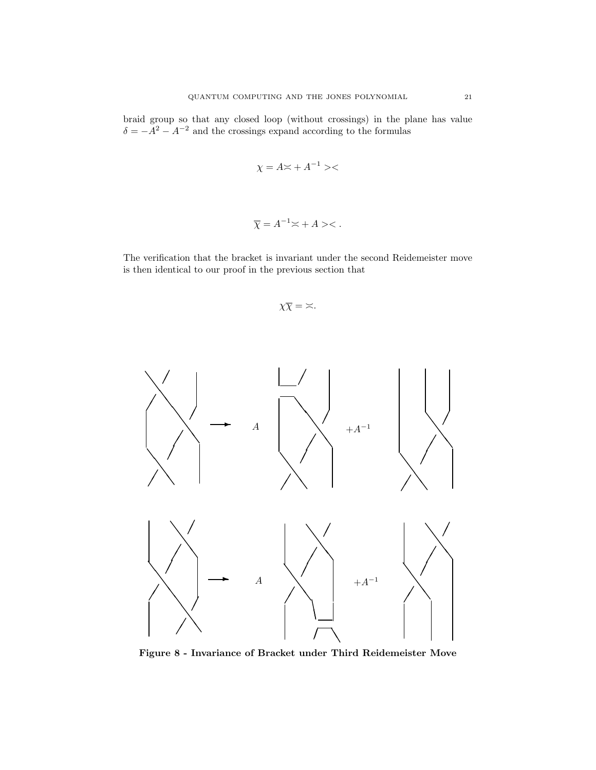braid group so that any closed loop (without crossings) in the plane has value $\delta = -A^2 - A^{-2}$ and the crossings expand according to the formulas

$$\chi = A \asymp + A^{-1} >\!<$$

$$\overline{\chi} = A^{-1} \asymp + A >\!< .$$

The verification that the bracket is invariant under the second Reidemeister move is then identical to our proof in the previous section that

$$\chi \overline{\chi} = \asymp .$$

**Figure 8 - Invariance of Bracket under Third Reidemeister Move**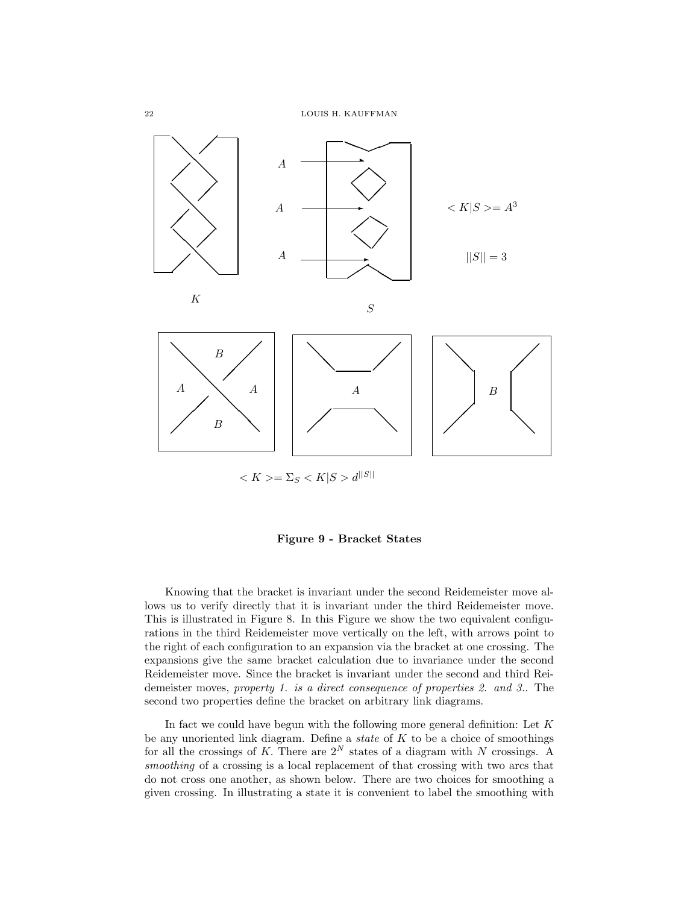$< K|S >= A^3$

$||S|| = 3$

$< K >= \Sigma_S < K|S > d^{||S||}$

**Figure 9 - Bracket States**

Knowing that the bracket is invariant under the second Reidemeister move allows us to verify directly that it is invariant under the third Reidemeister move. This is illustrated in Figure 8. In this Figure we show the two equivalent configurations in the third Reidemeister move vertically on the left, with arrows point to the right of each configuration to an expansion via the bracket at one crossing. The expansions give the same bracket calculation due to invariance under the second Reidemeister move. Since the bracket is invariant under the second and third Reidemeister moves, *property 1. is a direct consequence of properties 2. and 3.*. The second two properties define the bracket on arbitrary link diagrams.

In fact we could have begun with the following more general definition: Let $K$ be any unoriented link diagram. Define a *state* of $K$ to be a choice of smoothings for all the crossings of $K$. There are $2^N$ states of a diagram with $N$ crossings. A *smoothing* of a crossing is a local replacement of that crossing with two arcs that do not cross one another, as shown below. There are two choices for smoothing a given crossing. In illustrating a state it is convenient to label the smoothing with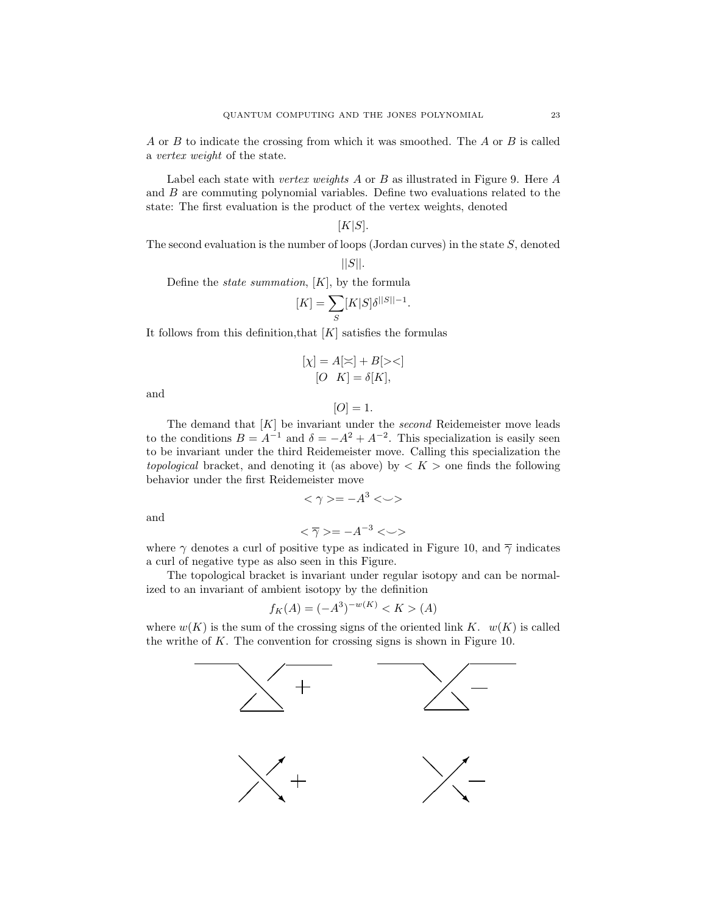$A$ or $B$ to indicate the crossing from which it was smoothed. The $A$ or $B$ is called a *vertex weight* of the state.

Label each state with *vertex weights* $A$ or $B$ as illustrated in Figure 9. Here $A$ and $B$ are commuting polynomial variables. Define two evaluations related to the state: The first evaluation is the product of the vertex weights, denoted

$$[K|S].$$

The second evaluation is the number of loops (Jordan curves) in the state $S$, denoted

$$||S||.$$

Define the *state summation*, $[K]$, by the formula

$$[K] = \sum_S [K|S] \delta^{||S||-1}.$$

It follows from this definition,that $[K]$ satisfies the formulas

$$[\chi] = A[\asymp] + B[><]$$
$$[O \quad K] = \delta[K],$$

and

$$[O] = 1.$$

The demand that $[K]$ be invariant under the *second* Reidemeister move leads to the conditions $B = A^{-1}$ and $\delta = -A^2 + A^{-2}$. This specialization is easily seen to be invariant under the third Reidemeister move. Calling this specialization the *topological* bracket, and denoting it (as above) by $< K >$ one finds the following behavior under the first Reidemeister move

$$< \gamma > = -A^3 < \smile >$$

and

$$< \overline{\gamma} > = -A^{-3} < \smile >$$

where $\gamma$ denotes a curl of positive type as indicated in Figure 10, and $\overline{\gamma}$ indicates a curl of negative type as also seen in this Figure.

The topological bracket is invariant under regular isotopy and can be normalized to an invariant of ambient isotopy by the definition

$$f_K(A) = (-A^3)^{-w(K)} < K > (A)$$

where $w(K)$ is the sum of the crossing signs of the oriented link $K$. $w(K)$ is called the writhe of $K$. The convention for crossing signs is shown in Figure 10.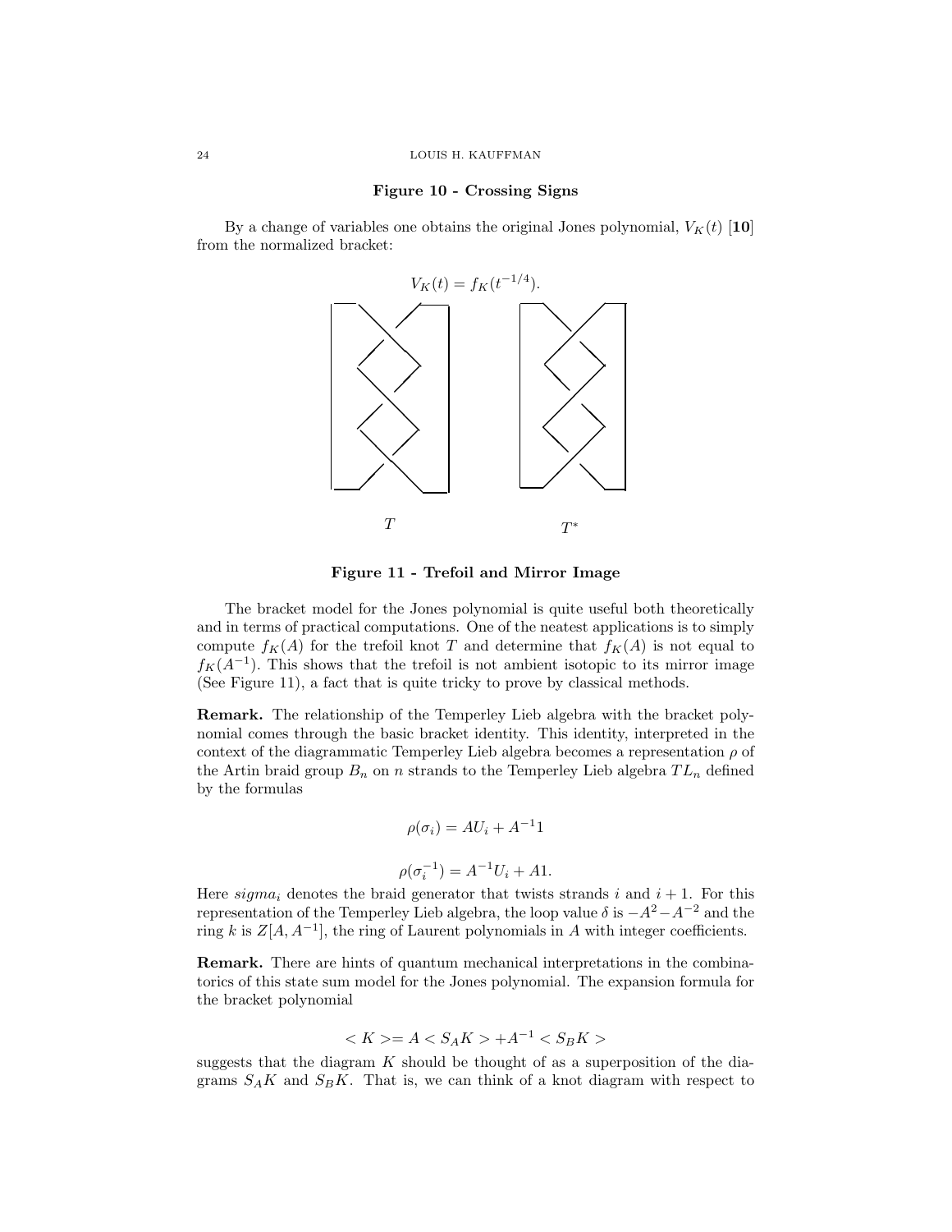**Figure 10 - Crossing Signs**

By a change of variables one obtains the original Jones polynomial, $V_K(t)$ [**10**] from the normalized bracket:

$$V_K(t) = f_K(t^{-1/4}).$$

$T$ $\qquad\qquad$ $T^*$

**Figure 11 - Trefoil and Mirror Image**

The bracket model for the Jones polynomial is quite useful both theoretically and in terms of practical computations. One of the neatest applications is to simply compute $f_K(A)$ for the trefoil knot $T$ and determine that $f_K(A)$ is not equal to $f_K(A^{-1})$. This shows that the trefoil is not ambient isotopic to its mirror image (See Figure 11), a fact that is quite tricky to prove by classical methods.

**Remark.** The relationship of the Temperley Lieb algebra with the bracket polynomial comes through the basic bracket identity. This identity, interpreted in the context of the diagrammatic Temperley Lieb algebra becomes a representation $\rho$ of the Artin braid group $B_n$ on $n$ strands to the Temperley Lieb algebra $TL_n$ defined by the formulas

$$\rho(\sigma_i) = AU_i + A^{-1}1$$

$$\rho(\sigma_i^{-1}) = A^{-1}U_i + A1.$$

Here $sigma_i$ denotes the braid generator that twists strands $i$ and $i+1$. For this representation of the Temperley Lieb algebra, the loop value $\delta$ is $-A^2 - A^{-2}$ and the ring $k$ is $Z[A, A^{-1}]$, the ring of Laurent polynomials in $A$ with integer coefficients.

**Remark.** There are hints of quantum mechanical interpretations in the combinatorics of this state sum model for the Jones polynomial. The expansion formula for the bracket polynomial

$$< K >= A < S_A K > + A^{-1} < S_B K >$$

suggests that the diagram $K$ should be thought of as a superposition of the diagrams $S_A K$ and $S_B K$. That is, we can think of a knot diagram with respect to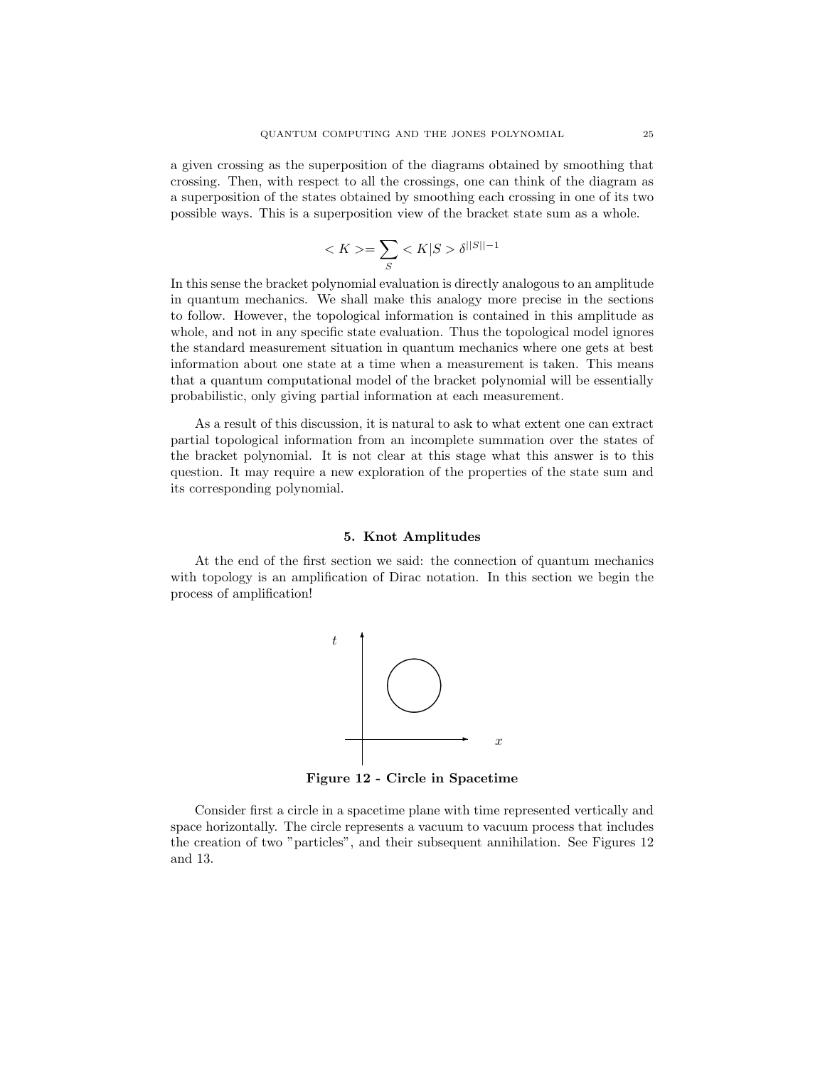a given crossing as the superposition of the diagrams obtained by smoothing that crossing. Then, with respect to all the crossings, one can think of the diagram as a superposition of the states obtained by smoothing each crossing in one of its two possible ways. This is a superposition view of the bracket state sum as a whole.

$$< K >= \sum_{S} < K|S > \delta^{||S||-1}$$

In this sense the bracket polynomial evaluation is directly analogous to an amplitude in quantum mechanics. We shall make this analogy more precise in the sections to follow. However, the topological information is contained in this amplitude as whole, and not in any specific state evaluation. Thus the topological model ignores the standard measurement situation in quantum mechanics where one gets at best information about one state at a time when a measurement is taken. This means that a quantum computational model of the bracket polynomial will be essentially probabilistic, only giving partial information at each measurement.

As a result of this discussion, it is natural to ask to what extent one can extract partial topological information from an incomplete summation over the states of the bracket polynomial. It is not clear at this stage what this answer is to this question. It may require a new exploration of the properties of the state sum and its corresponding polynomial.

## 5. Knot Amplitudes

At the end of the first section we said: the connection of quantum mechanics with topology is an amplification of Dirac notation. In this section we begin the process of amplification!

**Figure 12 - Circle in Spacetime**

Consider first a circle in a spacetime plane with time represented vertically and space horizontally. The circle represents a vacuum to vacuum process that includes the creation of two "particles", and their subsequent annihilation. See Figures 12 and 13.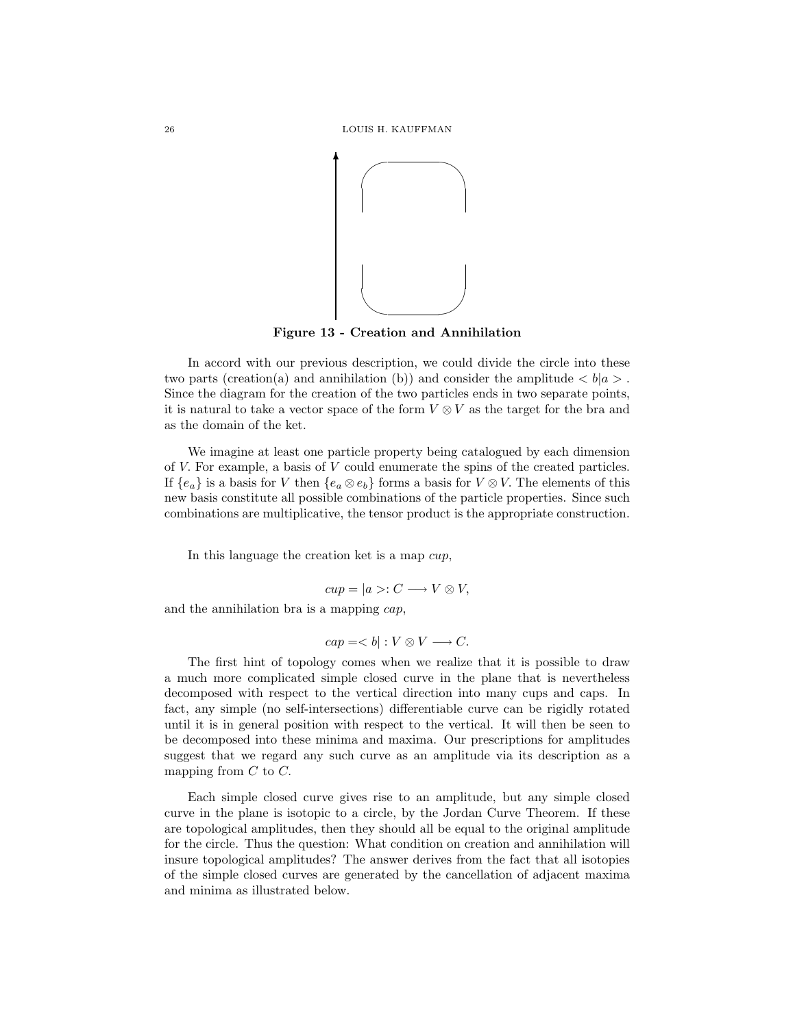**Figure 13 - Creation and Annihilation**

In accord with our previous description, we could divide the circle into these two parts (creation(a) and annihilation (b)) and consider the amplitude $< b|a >$. Since the diagram for the creation of the two particles ends in two separate points, it is natural to take a vector space of the form $V \otimes V$ as the target for the bra and as the domain of the ket.

We imagine at least one particle property being catalogued by each dimension of $V$. For example, a basis of $V$ could enumerate the spins of the created particles. If $\{e_a\}$ is a basis for $V$ then $\{e_a \otimes e_b\}$ forms a basis for $V \otimes V$. The elements of this new basis constitute all possible combinations of the particle properties. Since such combinations are multiplicative, the tensor product is the appropriate construction.

In this language the creation ket is a map *cup*,

$$cup = |a >: C \longrightarrow V \otimes V,$$

and the annihilation bra is a mapping *cap*,

$$cap =< b| : V \otimes V \longrightarrow C.$$

The first hint of topology comes when we realize that it is possible to draw a much more complicated simple closed curve in the plane that is nevertheless decomposed with respect to the vertical direction into many cups and caps. In fact, any simple (no self-intersections) differentiable curve can be rigidly rotated until it is in general position with respect to the vertical. It will then be seen to be decomposed into these minima and maxima. Our prescriptions for amplitudes suggest that we regard any such curve as an amplitude via its description as a mapping from $C$ to $C$.

Each simple closed curve gives rise to an amplitude, but any simple closed curve in the plane is isotopic to a circle, by the Jordan Curve Theorem. If these are topological amplitudes, then they should all be equal to the original amplitude for the circle. Thus the question: What condition on creation and annihilation will insure topological amplitudes? The answer derives from the fact that all isotopies of the simple closed curves are generated by the cancellation of adjacent maxima and minima as illustrated below.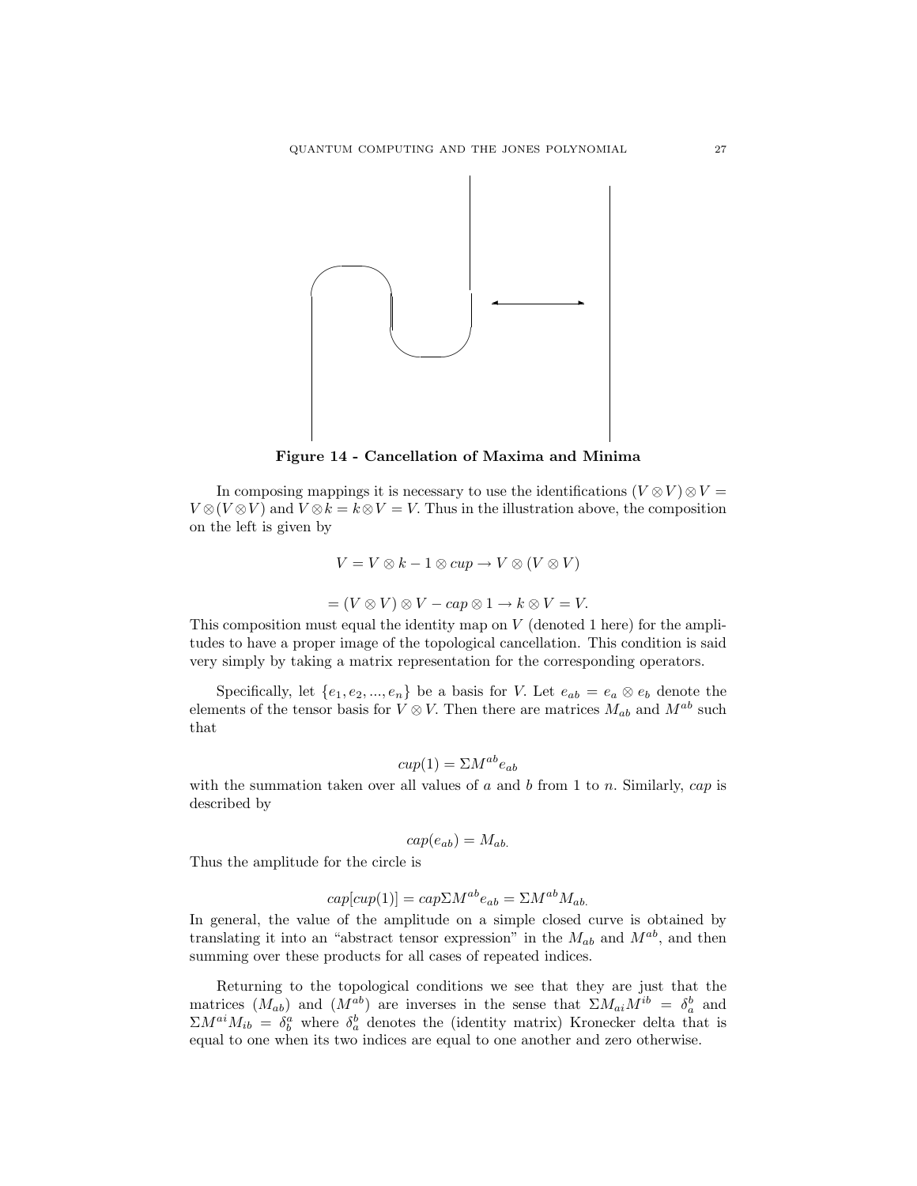**Figure 14 - Cancellation of Maxima and Minima**

In composing mappings it is necessary to use the identifications $(V \otimes V) \otimes V = V \otimes (V \otimes V)$ and $V \otimes k = k \otimes V = V$. Thus in the illustration above, the composition on the left is given by

$$V = V \otimes k - 1 \otimes cup \rightarrow V \otimes (V \otimes V)$$

$$= (V \otimes V) \otimes V - cap \otimes 1 \rightarrow k \otimes V = V.$$

This composition must equal the identity map on $V$ (denoted 1 here) for the amplitudes to have a proper image of the topological cancellation. This condition is said very simply by taking a matrix representation for the corresponding operators.

Specifically, let $\{e_1, e_2, ..., e_n\}$ be a basis for $V$. Let $e_{ab} = e_a \otimes e_b$ denote the elements of the tensor basis for $V \otimes V$. Then there are matrices $M_{ab}$ and $M^{ab}$ such that

$$cup(1) = \Sigma M^{ab} e_{ab}$$

with the summation taken over all values of $a$ and $b$ from 1 to $n$. Similarly, *cap* is described by

$$cap(e_{ab}) = M_{ab.}$$

Thus the amplitude for the circle is

$$cap[cup(1)] = cap \Sigma M^{ab} e_{ab} = \Sigma M^{ab} M_{ab.}$$

In general, the value of the amplitude on a simple closed curve is obtained by translating it into an "abstract tensor expression" in the $M_{ab}$ and $M^{ab}$, and then summing over these products for all cases of repeated indices.

Returning to the topological conditions we see that they are just that the matrices $(M_{ab})$ and $(M^{ab})$ are inverses in the sense that $\Sigma M_{ai} M^{ib} = \delta_a^b$ and $\Sigma M^{ai} M_{ib} = \delta_b^a$ where $\delta_a^b$ denotes the (identity matrix) Kronecker delta that is equal to one when its two indices are equal to one another and zero otherwise.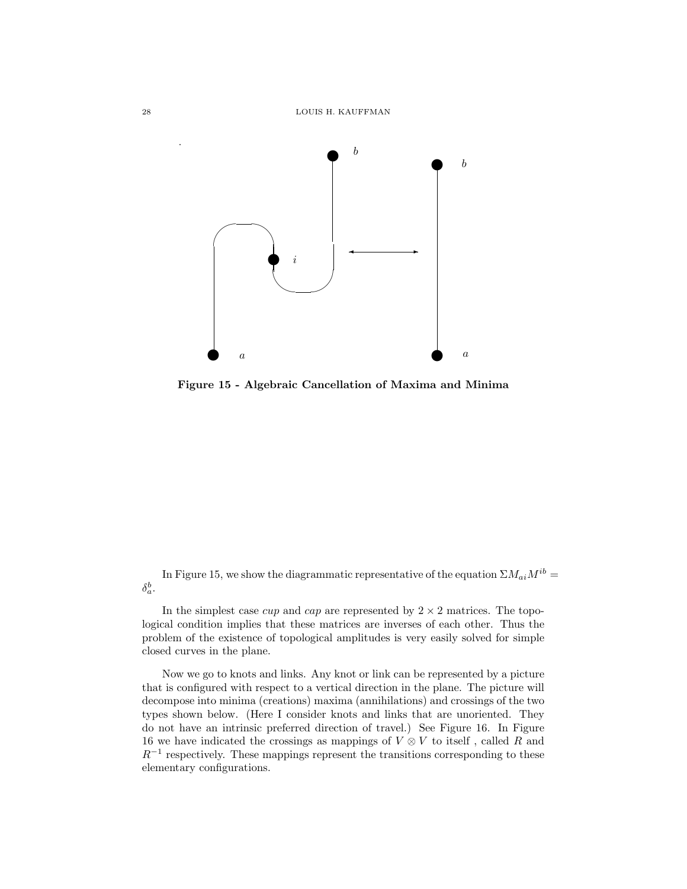**Figure 15 - Algebraic Cancellation of Maxima and Minima**

In Figure 15, we show the diagrammatic representative of the equation $\Sigma M_{ai}M^{ib} = \delta_a^b$.

In the simplest case *cup* and *cap* are represented by $2 \times 2$ matrices. The topological condition implies that these matrices are inverses of each other. Thus the problem of the existence of topological amplitudes is very easily solved for simple closed curves in the plane.

Now we go to knots and links. Any knot or link can be represented by a picture that is configured with respect to a vertical direction in the plane. The picture will decompose into minima (creations) maxima (annihilations) and crossings of the two types shown below. (Here I consider knots and links that are unoriented. They do not have an intrinsic preferred direction of travel.) See Figure 16. In Figure 16 we have indicated the crossings as mappings of $V \otimes V$ to itself , called $R$ and $R^{-1}$ respectively. These mappings represent the transitions corresponding to these elementary configurations.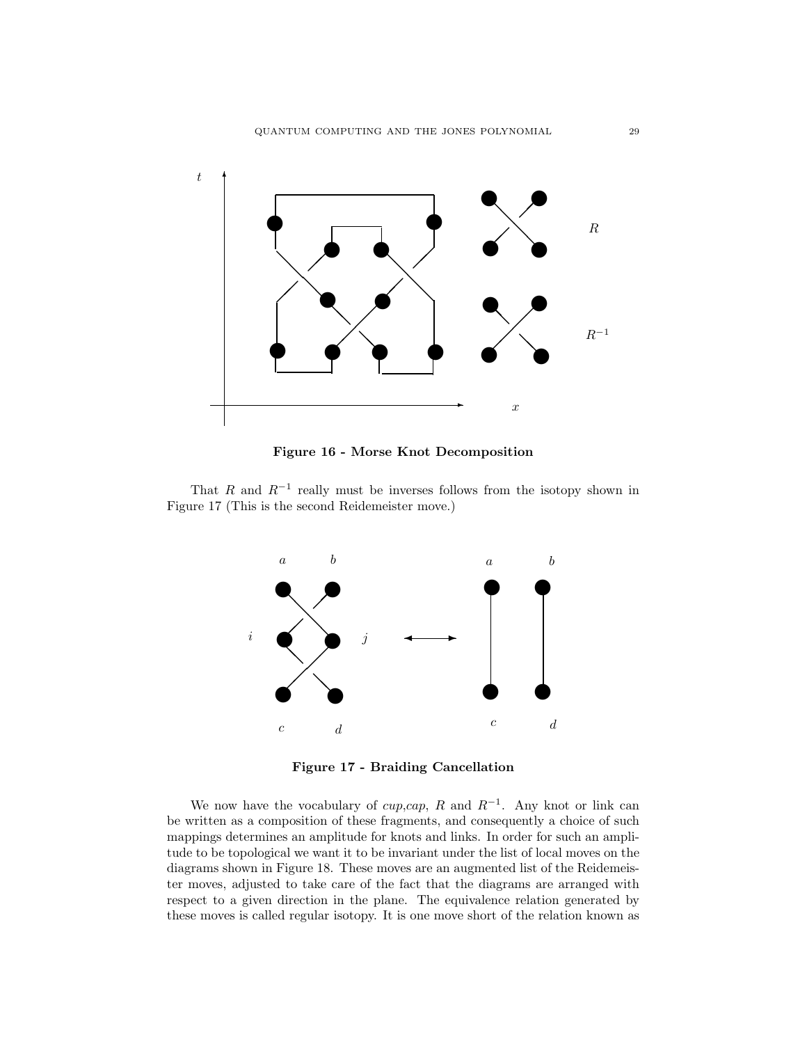**Figure 16 - Morse Knot Decomposition**

That $R$ and $R^{-1}$ really must be inverses follows from the isotopy shown in Figure 17 (This is the second Reidemeister move.)

**Figure 17 - Braiding Cancellation**

We now have the vocabulary of *cup*,*cap*, $R$ and $R^{-1}$. Any knot or link can be written as a composition of these fragments, and consequently a choice of such mappings determines an amplitude for knots and links. In order for such an amplitude to be topological we want it to be invariant under the list of local moves on the diagrams shown in Figure 18. These moves are an augmented list of the Reidemeister moves, adjusted to take care of the fact that the diagrams are arranged with respect to a given direction in the plane. The equivalence relation generated by these moves is called regular isotopy. It is one move short of the relation known as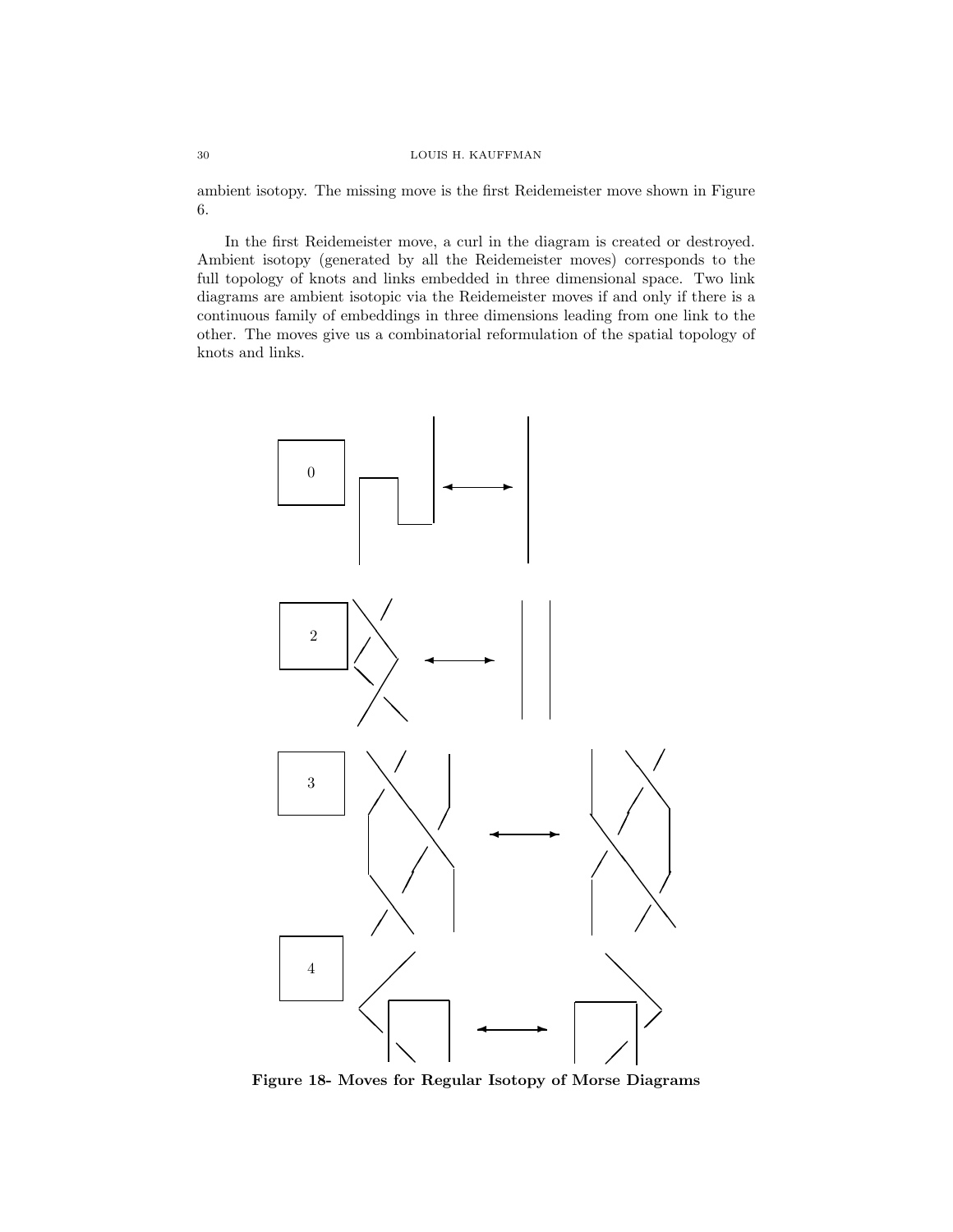ambient isotopy. The missing move is the first Reidemeister move shown in Figure 6.

In the first Reidemeister move, a curl in the diagram is created or destroyed. Ambient isotopy (generated by all the Reidemeister moves) corresponds to the full topology of knots and links embedded in three dimensional space. Two link diagrams are ambient isotopic via the Reidemeister moves if and only if there is a continuous family of embeddings in three dimensions leading from one link to the other. The moves give us a combinatorial reformulation of the spatial topology of knots and links.

**Figure 18- Moves for Regular Isotopy of Morse Diagrams**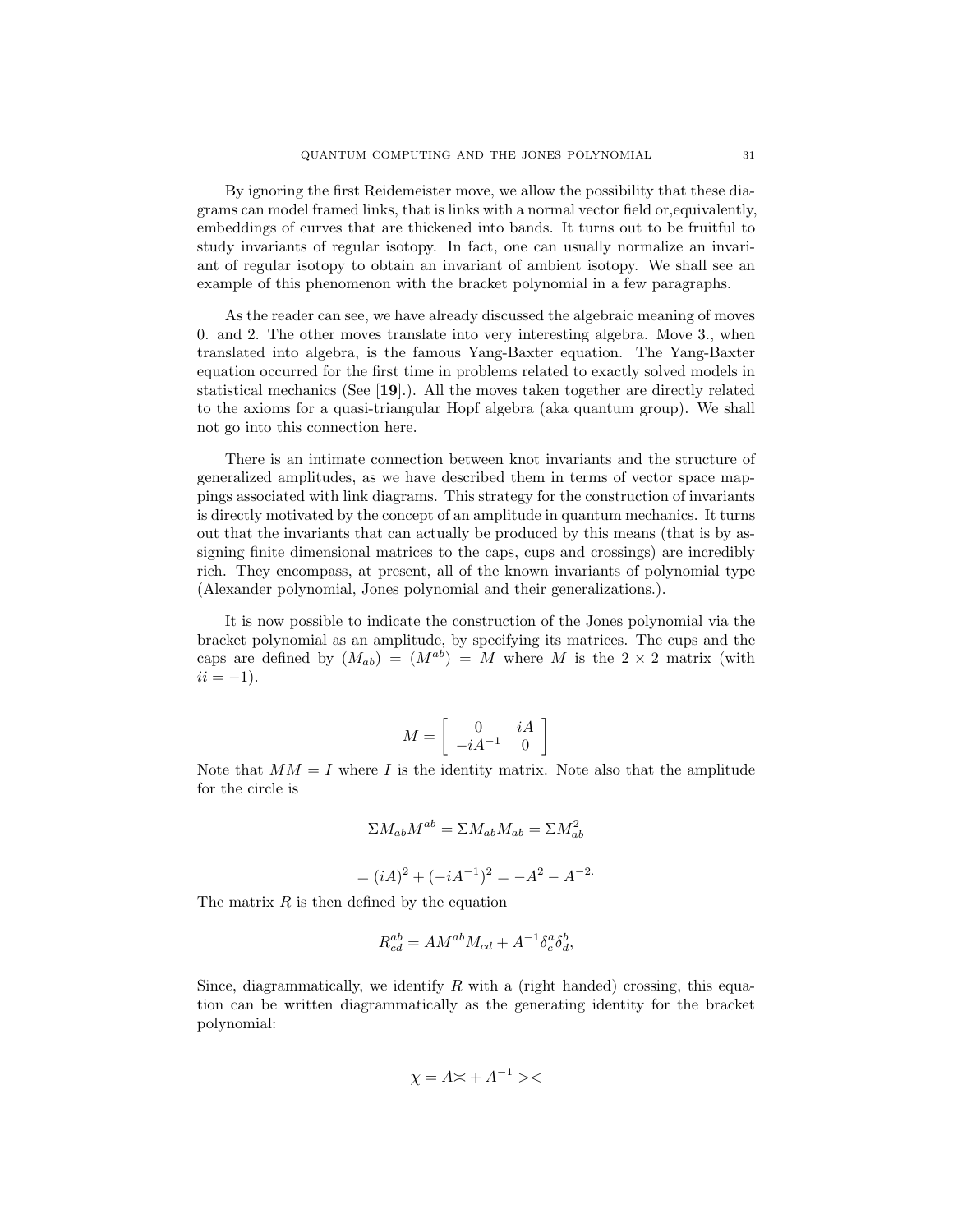By ignoring the first Reidemeister move, we allow the possibility that these diagrams can model framed links, that is links with a normal vector field or,equivalently, embeddings of curves that are thickened into bands. It turns out to be fruitful to study invariants of regular isotopy. In fact, one can usually normalize an invariant of regular isotopy to obtain an invariant of ambient isotopy. We shall see an example of this phenomenon with the bracket polynomial in a few paragraphs.

As the reader can see, we have already discussed the algebraic meaning of moves 0. and 2. The other moves translate into very interesting algebra. Move 3., when translated into algebra, is the famous Yang-Baxter equation. The Yang-Baxter equation occurred for the first time in problems related to exactly solved models in statistical mechanics (See [**19**].). All the moves taken together are directly related to the axioms for a quasi-triangular Hopf algebra (aka quantum group). We shall not go into this connection here.

There is an intimate connection between knot invariants and the structure of generalized amplitudes, as we have described them in terms of vector space mappings associated with link diagrams. This strategy for the construction of invariants is directly motivated by the concept of an amplitude in quantum mechanics. It turns out that the invariants that can actually be produced by this means (that is by assigning finite dimensional matrices to the caps, cups and crossings) are incredibly rich. They encompass, at present, all of the known invariants of polynomial type (Alexander polynomial, Jones polynomial and their generalizations.).

It is now possible to indicate the construction of the Jones polynomial via the bracket polynomial as an amplitude, by specifying its matrices. The cups and the caps are defined by $(M_{ab}) = (M^{ab}) = M$ where $M$ is the $2 \times 2$ matrix (with $ii = -1$).

$$M = \begin{bmatrix} 0 & iA \\ -iA^{-1} & 0 \end{bmatrix}$$

Note that $MM = I$ where $I$ is the identity matrix. Note also that the amplitude for the circle is

$$\Sigma M_{ab}M^{ab} = \Sigma M_{ab}M_{ab} = \Sigma M_{ab}^2$$

$$= (iA)^2 + (-iA^{-1})^2 = -A^2 - A^{-2.}$$

The matrix $R$ is then defined by the equation

$$R^{ab}_{cd} = AM^{ab}M_{cd} + A^{-1}\delta^a_c\delta^b_d,$$

Since, diagrammatically, we identify $R$ with a (right handed) crossing, this equation can be written diagrammatically as the generating identity for the bracket polynomial:

$$\chi = A\asymp + A^{-1} >\!<$$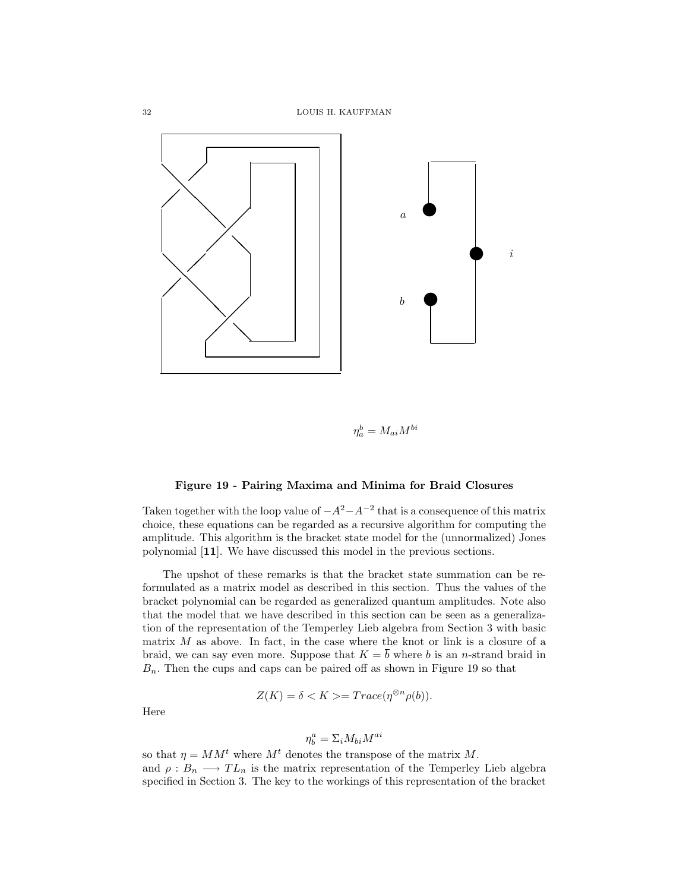$$\eta_a^b = M_{ai}M^{bi}$$

**Figure 19 - Pairing Maxima and Minima for Braid Closures**

Taken together with the loop value of $-A^2 - A^{-2}$ that is a consequence of this matrix choice, these equations can be regarded as a recursive algorithm for computing the amplitude. This algorithm is the bracket state model for the (unnormalized) Jones polynomial [**11**]. We have discussed this model in the previous sections.

The upshot of these remarks is that the bracket state summation can be reformulated as a matrix model as described in this section. Thus the values of the bracket polynomial can be regarded as generalized quantum amplitudes. Note also that the model that we have described in this section can be seen as a generalization of the representation of the Temperley Lieb algebra from Section 3 with basic matrix $M$ as above. In fact, in the case where the knot or link is a closure of a braid, we can say even more. Suppose that $K = \overline{b}$ where $b$ is an $n$-strand braid in $B_n$. Then the cups and caps can be paired off as shown in Figure 19 so that

$$Z(K) = \delta < K >= Trace(\eta^{\otimes n}\rho(b)).$$

Here

$$\eta_b^a = \Sigma_i M_{bi}M^{ai}$$

so that $\eta = MM^t$ where $M^t$ denotes the transpose of the matrix $M$.
and $\rho : B_n \longrightarrow TL_n$ is the matrix representation of the Temperley Lieb algebra specified in Section 3. The key to the workings of this representation of the bracket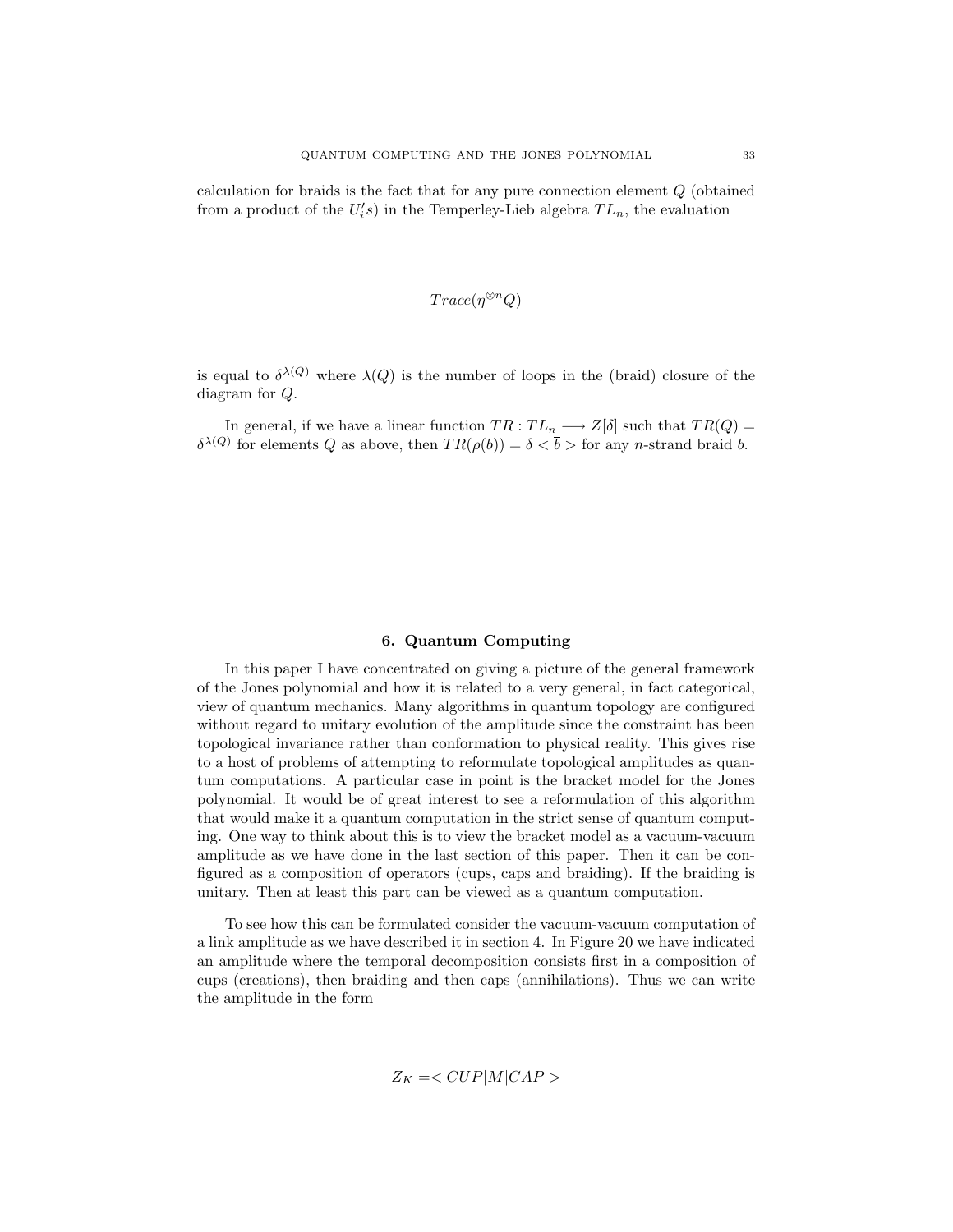calculation for braids is the fact that for any pure connection element $Q$ (obtained from a product of the $U_i's$) in the Temperley-Lieb algebra $TL_n$, the evaluation

$$Trace(\eta^{\otimes n}Q)$$

is equal to $\delta^{\lambda(Q)}$ where $\lambda(Q)$ is the number of loops in the (braid) closure of the diagram for $Q$.

In general, if we have a linear function $TR : TL_n \longrightarrow Z[\delta]$ such that $TR(Q) = \delta^{\lambda(Q)}$ for elements $Q$ as above, then $TR(\rho(b)) = \delta < \overline{b} >$ for any $n$-strand braid $b$.

## 6. Quantum Computing

In this paper I have concentrated on giving a picture of the general framework of the Jones polynomial and how it is related to a very general, in fact categorical, view of quantum mechanics. Many algorithms in quantum topology are configured without regard to unitary evolution of the amplitude since the constraint has been topological invariance rather than conformation to physical reality. This gives rise to a host of problems of attempting to reformulate topological amplitudes as quantum computations. A particular case in point is the bracket model for the Jones polynomial. It would be of great interest to see a reformulation of this algorithm that would make it a quantum computation in the strict sense of quantum computing. One way to think about this is to view the bracket model as a vacuum-vacuum amplitude as we have done in the last section of this paper. Then it can be configured as a composition of operators (cups, caps and braiding). If the braiding is unitary. Then at least this part can be viewed as a quantum computation.

To see how this can be formulated consider the vacuum-vacuum computation of a link amplitude as we have described it in section 4. In Figure 20 we have indicated an amplitude where the temporal decomposition consists first in a composition of cups (creations), then braiding and then caps (annihilations). Thus we can write the amplitude in the form

$$Z_K = < CUP|M|CAP >$$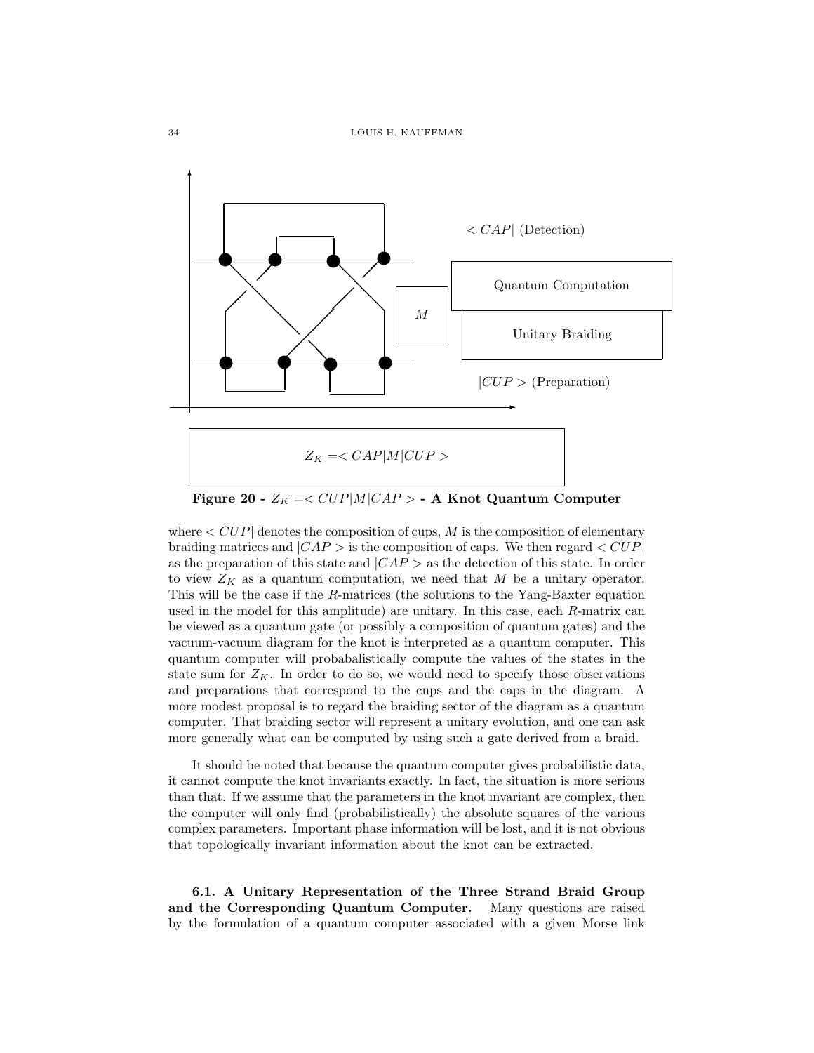$Z_K = <CAP|M|CUP>$

**Figure 20 -** $Z_K = <CUP|M|CAP>$ **- A Knot Quantum Computer**

where $<CUP|$ denotes the composition of cups, $M$ is the composition of elementary braiding matrices and $|CAP>$ is the composition of caps. We then regard $<CUP|$ as the preparation of this state and $|CAP>$ as the detection of this state. In order to view $Z_K$ as a quantum computation, we need that $M$ be a unitary operator. This will be the case if the $R$-matrices (the solutions to the Yang-Baxter equation used in the model for this amplitude) are unitary. In this case, each $R$-matrix can be viewed as a quantum gate (or possibly a composition of quantum gates) and the vacuum-vacuum diagram for the knot is interpreted as a quantum computer. This quantum computer will probabalistically compute the values of the states in the state sum for $Z_K$. In order to do so, we would need to specify those observations and preparations that correspond to the cups and the caps in the diagram. A more modest proposal is to regard the braiding sector of the diagram as a quantum computer. That braiding sector will represent a unitary evolution, and one can ask more generally what can be computed by using such a gate derived from a braid.

It should be noted that because the quantum computer gives probabilistic data, it cannot compute the knot invariants exactly. In fact, the situation is more serious than that. If we assume that the parameters in the knot invariant are complex, then the computer will only find (probabilistically) the absolute squares of the various complex parameters. Important phase information will be lost, and it is not obvious that topologically invariant information about the knot can be extracted.

**6.1. A Unitary Representation of the Three Strand Braid Group and the Corresponding Quantum Computer.** Many questions are raised by the formulation of a quantum computer associated with a given Morse link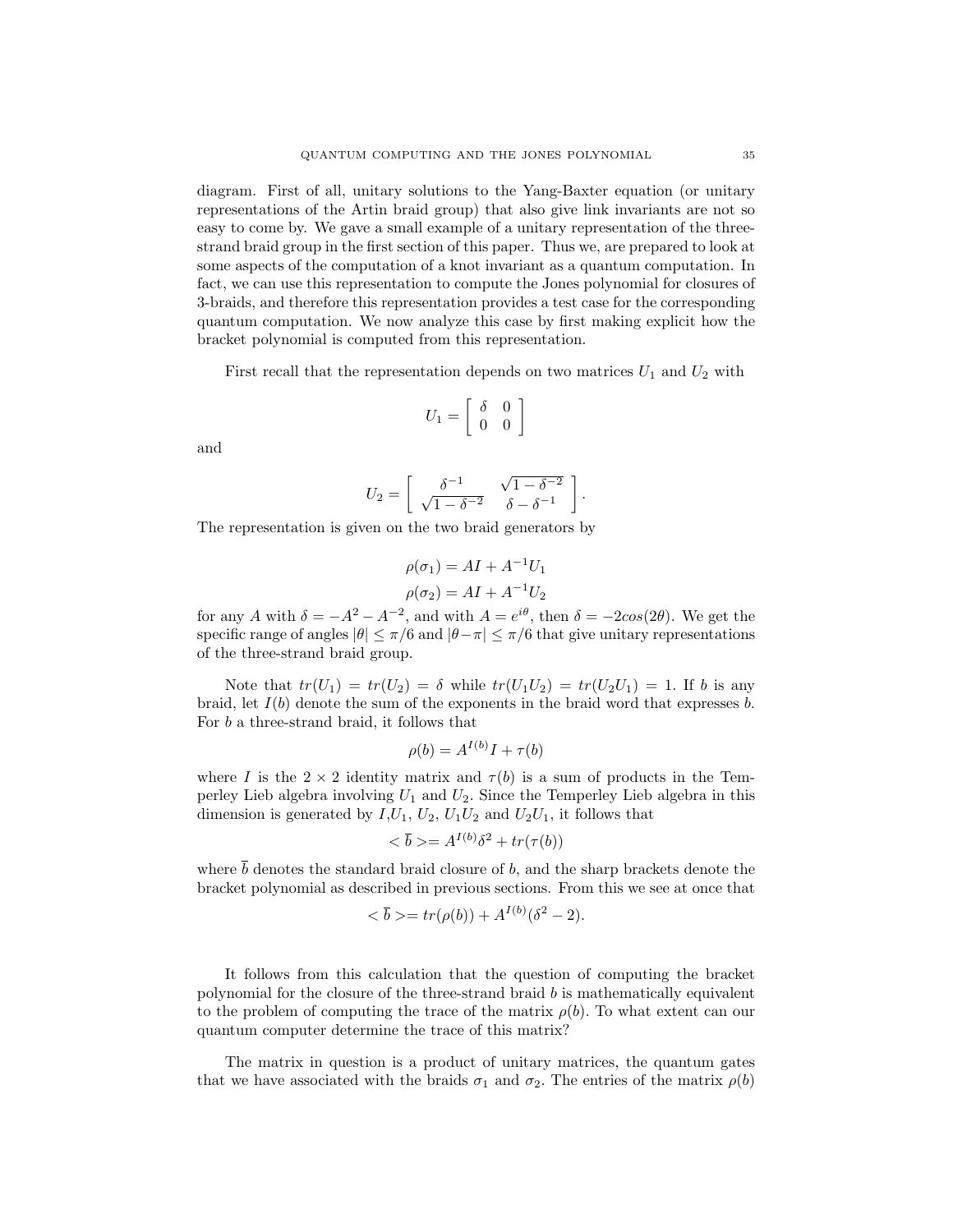diagram. First of all, unitary solutions to the Yang-Baxter equation (or unitary representations of the Artin braid group) that also give link invariants are not so easy to come by. We gave a small example of a unitary representation of the three-strand braid group in the first section of this paper. Thus we, are prepared to look at some aspects of the computation of a knot invariant as a quantum computation. In fact, we can use this representation to compute the Jones polynomial for closures of 3-braids, and therefore this representation provides a test case for the corresponding quantum computation. We now analyze this case by first making explicit how the bracket polynomial is computed from this representation.

First recall that the representation depends on two matrices $U_1$ and $U_2$ with

$$U_1 = \begin{bmatrix} \delta & 0 \\ 0 & 0 \end{bmatrix}$$

and

$$U_2 = \begin{bmatrix} \delta^{-1} & \sqrt{1-\delta^{-2}} \\ \sqrt{1-\delta^{-2}} & \delta - \delta^{-1} \end{bmatrix}.$$

The representation is given on the two braid generators by

$$\rho(\sigma_1) = AI + A^{-1}U_1$$

$$\rho(\sigma_2) = AI + A^{-1}U_2$$

for any $A$ with $\delta = -A^2 - A^{-2}$, and with $A = e^{i\theta}$, then $\delta = -2cos(2\theta)$. We get the specific range of angles $|\theta| \leq \pi/6$ and $|\theta - \pi| \leq \pi/6$ that give unitary representations of the three-strand braid group.

Note that $tr(U_1) = tr(U_2) = \delta$ while $tr(U_1U_2) = tr(U_2U_1) = 1$. If $b$ is any braid, let $I(b)$ denote the sum of the exponents in the braid word that expresses $b$. For $b$ a three-strand braid, it follows that

$$\rho(b) = A^{I(b)}I + \tau(b)$$

where $I$ is the $2 \times 2$ identity matrix and $\tau(b)$ is a sum of products in the Temperley Lieb algebra involving $U_1$ and $U_2$. Since the Temperley Lieb algebra in this dimension is generated by $I$,$U_1$, $U_2$, $U_1U_2$ and $U_2U_1$, it follows that

$$< \overline{b} >= A^{I(b)}\delta^2 + tr(\tau(b))$$

where $\overline{b}$ denotes the standard braid closure of $b$, and the sharp brackets denote the bracket polynomial as described in previous sections. From this we see at once that

$$< \overline{b} >= tr(\rho(b)) + A^{I(b)}(\delta^2 - 2).$$

It follows from this calculation that the question of computing the bracket polynomial for the closure of the three-strand braid $b$ is mathematically equivalent to the problem of computing the trace of the matrix $\rho(b)$. To what extent can our quantum computer determine the trace of this matrix?

The matrix in question is a product of unitary matrices, the quantum gates that we have associated with the braids $\sigma_1$ and $\sigma_2$. The entries of the matrix $\rho(b)$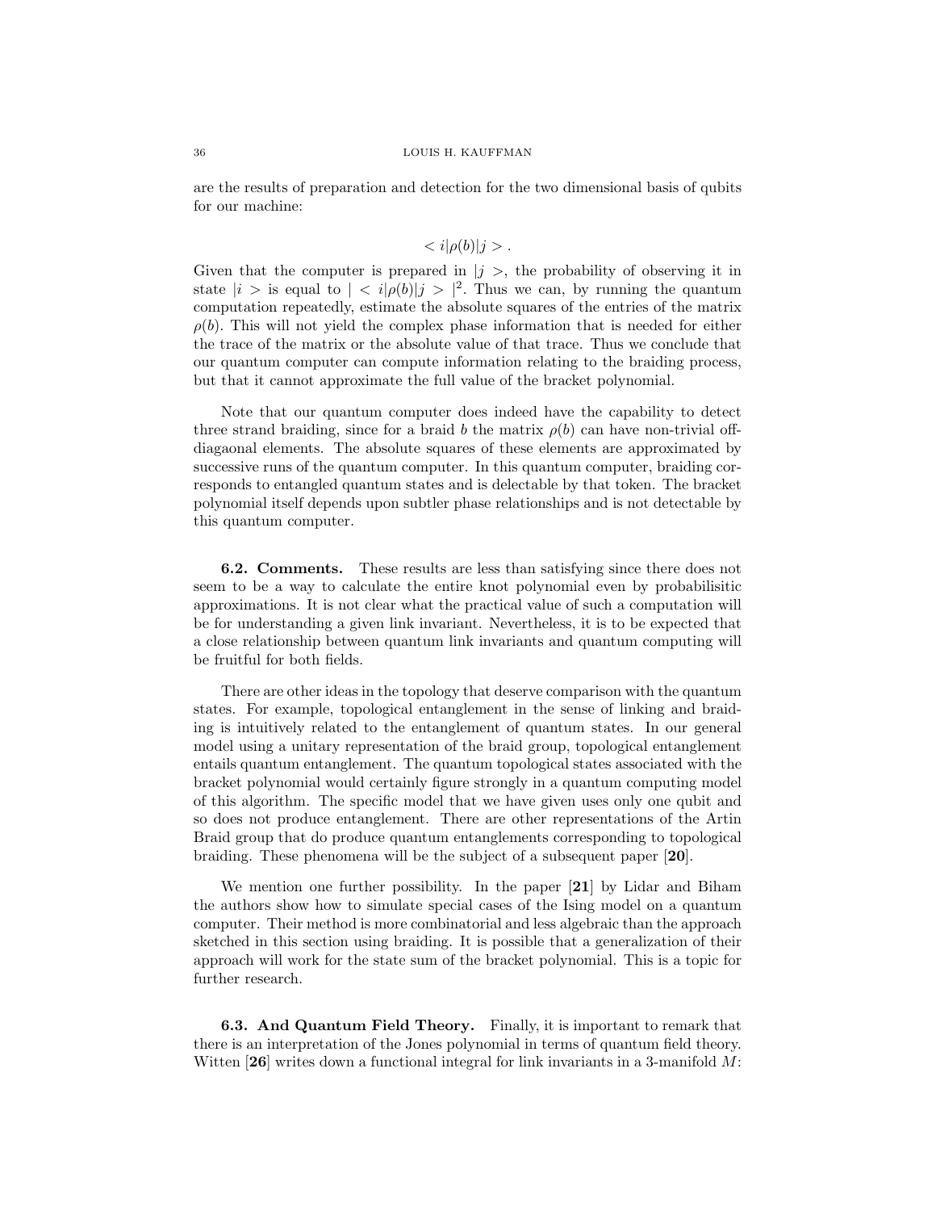are the results of preparation and detection for the two dimensional basis of qubits for our machine:

$$< i|\rho(b)|j > .$$

Given that the computer is prepared in $|j>$, the probability of observing it in state $|i>$ is equal to $|<i|\rho(b)|j>|^2$. Thus we can, by running the quantum computation repeatedly, estimate the absolute squares of the entries of the matrix $\rho(b)$. This will not yield the complex phase information that is needed for either the trace of the matrix or the absolute value of that trace. Thus we conclude that our quantum computer can compute information relating to the braiding process, but that it cannot approximate the full value of the bracket polynomial.

Note that our quantum computer does indeed have the capability to detect three strand braiding, since for a braid $b$ the matrix $\rho(b)$ can have non-trivial off-diagaonal elements. The absolute squares of these elements are approximated by successive runs of the quantum computer. In this quantum computer, braiding corresponds to entangled quantum states and is delectable by that token. The bracket polynomial itself depends upon subtler phase relationships and is not detectable by this quantum computer.

**6.2. Comments.** These results are less than satisfying since there does not seem to be a way to calculate the entire knot polynomial even by probabilisitic approximations. It is not clear what the practical value of such a computation will be for understanding a given link invariant. Nevertheless, it is to be expected that a close relationship between quantum link invariants and quantum computing will be fruitful for both fields.

There are other ideas in the topology that deserve comparison with the quantum states. For example, topological entanglement in the sense of linking and braiding is intuitively related to the entanglement of quantum states. In our general model using a unitary representation of the braid group, topological entanglement entails quantum entanglement. The quantum topological states associated with the bracket polynomial would certainly figure strongly in a quantum computing model of this algorithm. The specific model that we have given uses only one qubit and so does not produce entanglement. There are other representations of the Artin Braid group that do produce quantum entanglements corresponding to topological braiding. These phenomena will be the subject of a subsequent paper [**20**].

We mention one further possibility. In the paper [**21**] by Lidar and Biham the authors show how to simulate special cases of the Ising model on a quantum computer. Their method is more combinatorial and less algebraic than the approach sketched in this section using braiding. It is possible that a generalization of their approach will work for the state sum of the bracket polynomial. This is a topic for further research.

**6.3. And Quantum Field Theory.** Finally, it is important to remark that there is an interpretation of the Jones polynomial in terms of quantum field theory. Witten [**26**] writes down a functional integral for link invariants in a 3-manifold $M$: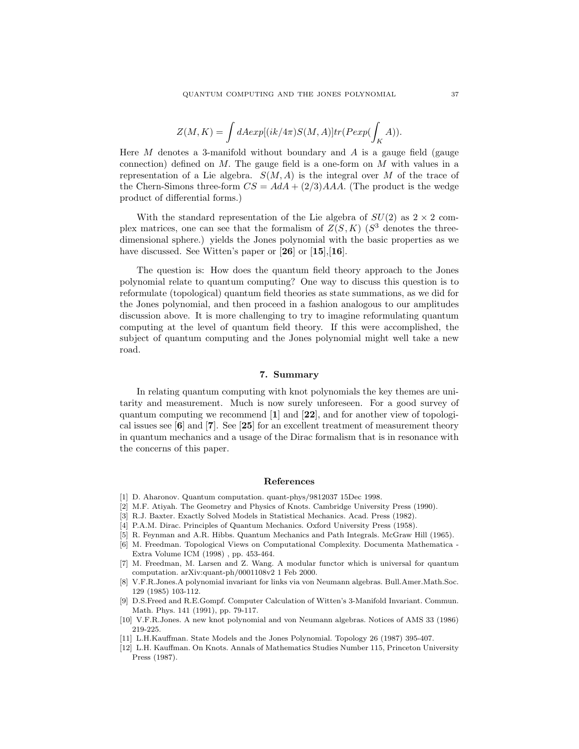$$Z(M,K) = \int dAexp[(ik/4\pi)S(M,A)]tr(Pexp(\int_K A)).$$

Here $M$ denotes a 3-manifold without boundary and $A$ is a gauge field (gauge connection) defined on $M$. The gauge field is a one-form on $M$ with values in a representation of a Lie algebra. $S(M,A)$ is the integral over $M$ of the trace of the Chern-Simons three-form $CS = AdA + (2/3)AAA$. (The product is the wedge product of differential forms.)

With the standard representation of the Lie algebra of $SU(2)$ as $2 \times 2$ complex matrices, one can see that the formalism of $Z(S,K)$ ($S^3$ denotes the three-dimensional sphere.) yields the Jones polynomial with the basic properties as we have discussed. See Witten's paper or [**26**] or [**15**],[**16**].

The question is: How does the quantum field theory approach to the Jones polynomial relate to quantum computing? One way to discuss this question is to reformulate (topological) quantum field theories as state summations, as we did for the Jones polynomial, and then proceed in a fashion analogous to our amplitudes discussion above. It is more challenging to try to imagine reformulating quantum computing at the level of quantum field theory. If this were accomplished, the subject of quantum computing and the Jones polynomial might well take a new road.

## 7. Summary

In relating quantum computing with knot polynomials the key themes are unitarity and measurement. Much is now surely unforeseen. For a good survey of quantum computing we recommend [**1**] and [**22**], and for another view of topological issues see [**6**] and [**7**]. See [**25**] for an excellent treatment of measurement theory in quantum mechanics and a usage of the Dirac formalism that is in resonance with the concerns of this paper.

## References

[1] D. Aharonov. Quantum computation. quant-phys/9812037 15Dec 1998.

[2] M.F. Atiyah. The Geometry and Physics of Knots. Cambridge University Press (1990).

[3] R.J. Baxter. Exactly Solved Models in Statistical Mechanics. Acad. Press (1982).

[4] P.A.M. Dirac. Principles of Quantum Mechanics. Oxford University Press (1958).

[5] R. Feynman and A.R. Hibbs. Quantum Mechanics and Path Integrals. McGraw Hill (1965).

[6] M. Freedman. Topological Views on Computational Complexity. Documenta Mathematica - Extra Volume ICM (1998) , pp. 453-464.

[7] M. Freedman, M. Larsen and Z. Wang. A modular functor which is universal for quantum computation. arXiv:quant-ph/0001108v2 1 Feb 2000.

[8] V.F.R.Jones.A polynomial invariant for links via von Neumann algebras. Bull.Amer.Math.Soc. 129 (1985) 103-112.

[9] D.S.Freed and R.E.Gompf. Computer Calculation of Witten's 3-Manifold Invariant. Commun. Math. Phys. 141 (1991), pp. 79-117.

[10] V.F.R.Jones. A new knot polynomial and von Neumann algebras. Notices of AMS 33 (1986) 219-225.

[11] L.H.Kauffman. State Models and the Jones Polynomial. Topology 26 (1987) 395-407.

[12] L.H. Kauffman. On Knots. Annals of Mathematics Studies Number 115, Princeton University Press (1987).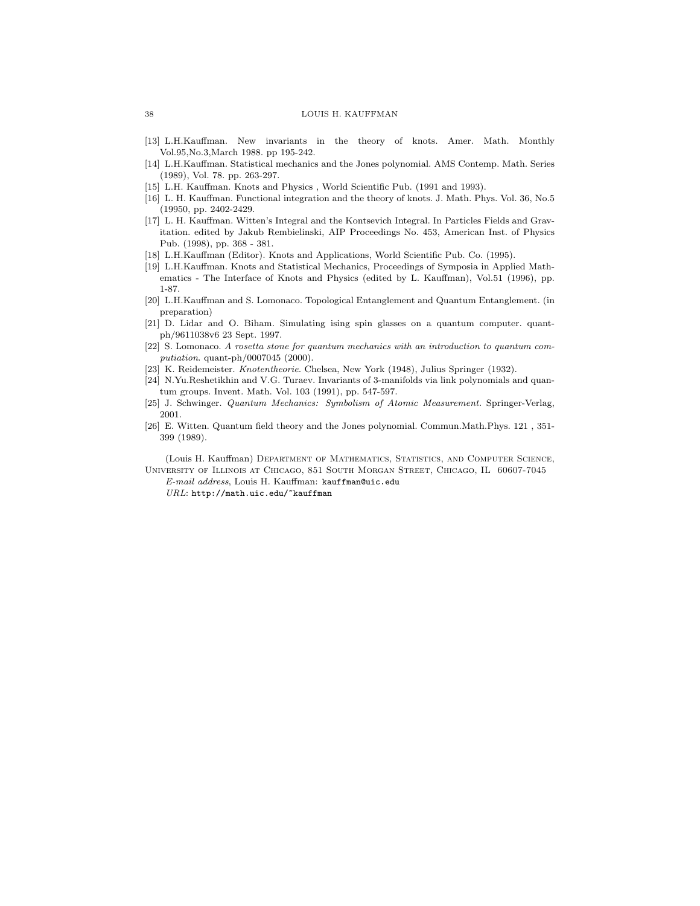[13] L.H.Kauffman. New invariants in the theory of knots. Amer. Math. Monthly Vol.95,No.3,March 1988. pp 195-242.

[14] L.H.Kauffman. Statistical mechanics and the Jones polynomial. AMS Contemp. Math. Series (1989), Vol. 78. pp. 263-297.

[15] L.H. Kauffman. Knots and Physics , World Scientific Pub. (1991 and 1993).

[16] L. H. Kauffman. Functional integration and the theory of knots. J. Math. Phys. Vol. 36, No.5 (19950, pp. 2402-2429.

[17] L. H. Kauffman. Witten's Integral and the Kontsevich Integral. In Particles Fields and Gravitation. edited by Jakub Rembielinski, AIP Proceedings No. 453, American Inst. of Physics Pub. (1998), pp. 368 - 381.

[18] L.H.Kauffman (Editor). Knots and Applications, World Scientific Pub. Co. (1995).

[19] L.H.Kauffman. Knots and Statistical Mechanics, Proceedings of Symposia in Applied Mathematics - The Interface of Knots and Physics (edited by L. Kauffman), Vol.51 (1996), pp. 1-87.

[20] L.H.Kauffman and S. Lomonaco. Topological Entanglement and Quantum Entanglement. (in preparation)

[21] D. Lidar and O. Biham. Simulating ising spin glasses on a quantum computer. quant-ph/9611038v6 23 Sept. 1997.

[22] S. Lomonaco. *A rosetta stone for quantum mechanics with an introduction to quantum computation*. quant-ph/0007045 (2000).

[23] K. Reidemeister. *Knotentheorie*. Chelsea, New York (1948), Julius Springer (1932).

[24] N.Yu.Reshetikhin and V.G. Turaev. Invariants of 3-manifolds via link polynomials and quantum groups. Invent. Math. Vol. 103 (1991), pp. 547-597.

[25] J. Schwinger. *Quantum Mechanics: Symbolism of Atomic Measurement*. Springer-Verlag, 2001.

[26] E. Witten. Quantum field theory and the Jones polynomial. Commun.Math.Phys. 121 , 351-399 (1989).

(Louis H. Kauffman) Department of Mathematics, Statistics, and Computer Science, University of Illinois at Chicago, 851 South Morgan Street, Chicago, IL 60607-7045

*E-mail address*, Louis H. Kauffman: kauffman@uic.edu

*URL*: http://math.uic.edu/~kauffman